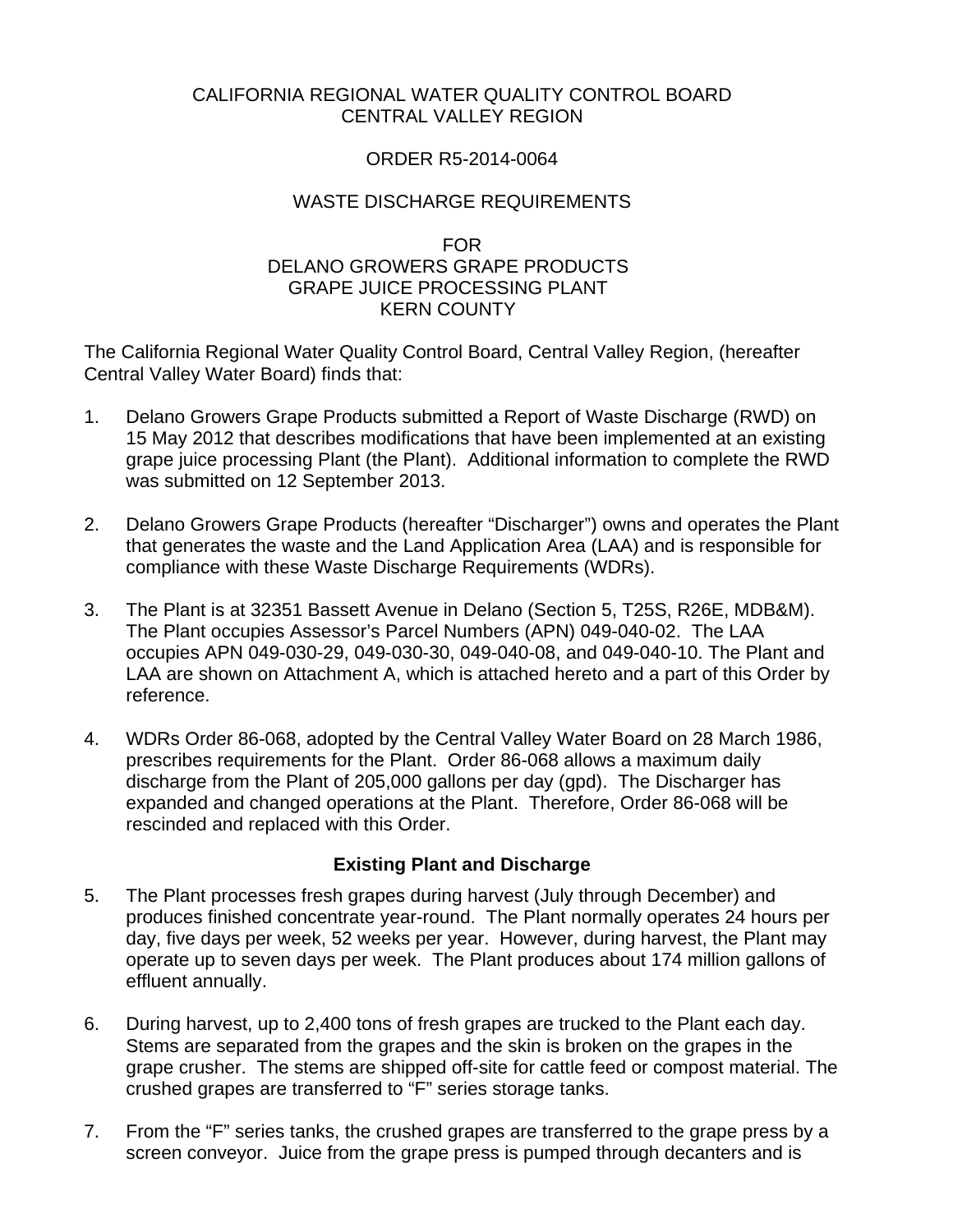CALIFORNIA REGIONAL WATER QUALITY CONTROL BOARD
CENTRAL VALLEY REGION

ORDER R5-2014-0064

WASTE DISCHARGE REQUIREMENTS

FOR
DELANO GROWERS GRAPE PRODUCTS
GRAPE JUICE PROCESSING PLANT
KERN COUNTY

The California Regional Water Quality Control Board, Central Valley Region, (hereafter Central Valley Water Board) finds that:

1. Delano Growers Grape Products submitted a Report of Waste Discharge (RWD) on 15 May 2012 that describes modifications that have been implemented at an existing grape juice processing Plant (the Plant). Additional information to complete the RWD was submitted on 12 September 2013.

2. Delano Growers Grape Products (hereafter "Discharger") owns and operates the Plant that generates the waste and the Land Application Area (LAA) and is responsible for compliance with these Waste Discharge Requirements (WDRs).

3. The Plant is at 32351 Bassett Avenue in Delano (Section 5, T25S, R26E, MDB&M). The Plant occupies Assessor's Parcel Numbers (APN) 049-040-02. The LAA occupies APN 049-030-29, 049-030-30, 049-040-08, and 049-040-10. The Plant and LAA are shown on Attachment A, which is attached hereto and a part of this Order by reference.

4. WDRs Order 86-068, adopted by the Central Valley Water Board on 28 March 1986, prescribes requirements for the Plant. Order 86-068 allows a maximum daily discharge from the Plant of 205,000 gallons per day (gpd). The Discharger has expanded and changed operations at the Plant. Therefore, Order 86-068 will be rescinded and replaced with this Order.

**Existing Plant and Discharge**

5. The Plant processes fresh grapes during harvest (July through December) and produces finished concentrate year-round. The Plant normally operates 24 hours per day, five days per week, 52 weeks per year. However, during harvest, the Plant may operate up to seven days per week. The Plant produces about 174 million gallons of effluent annually.

6. During harvest, up to 2,400 tons of fresh grapes are trucked to the Plant each day. Stems are separated from the grapes and the skin is broken on the grapes in the grape crusher. The stems are shipped off-site for cattle feed or compost material. The crushed grapes are transferred to "F" series storage tanks.

7. From the "F" series tanks, the crushed grapes are transferred to the grape press by a screen conveyor. Juice from the grape press is pumped through decanters and is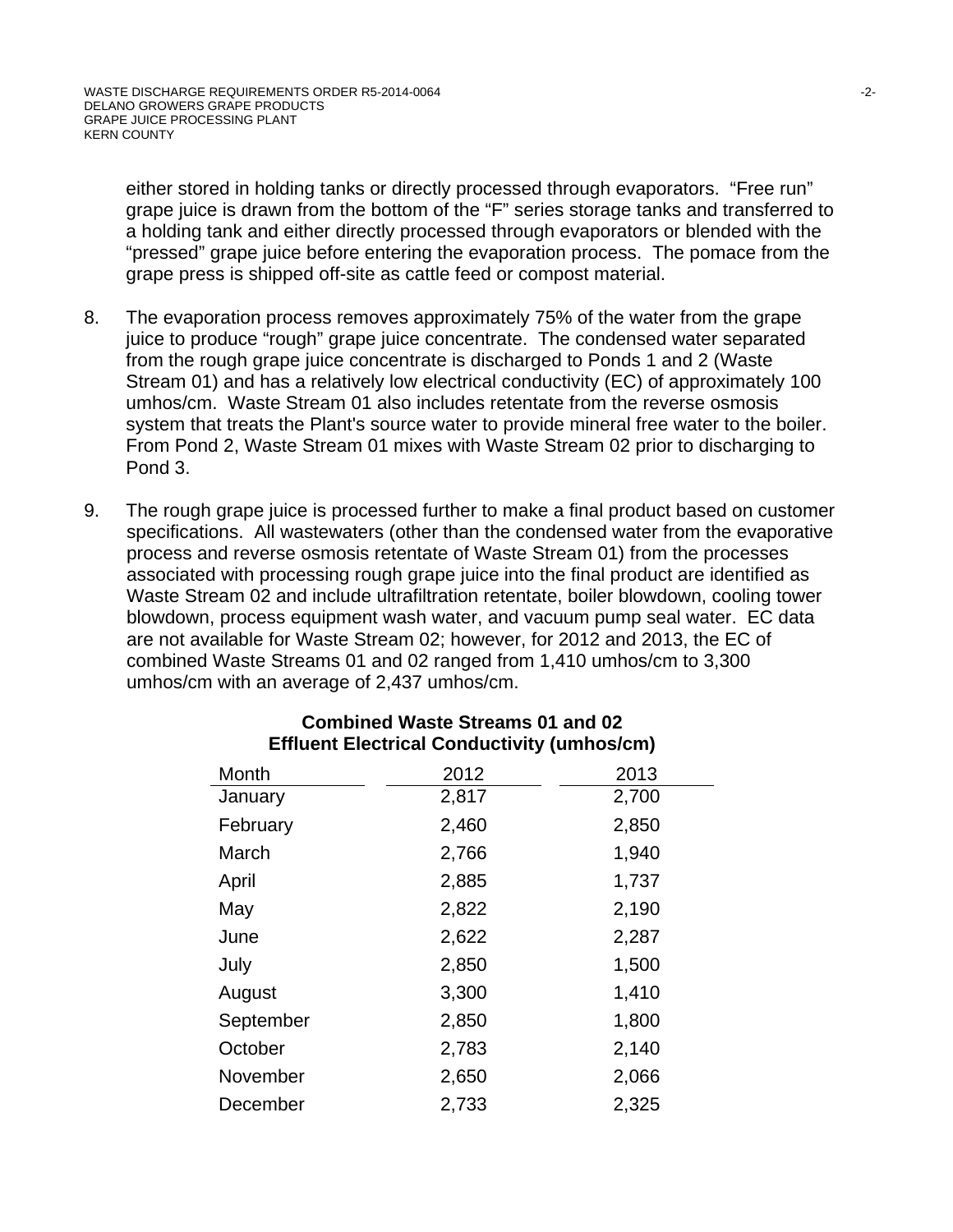either stored in holding tanks or directly processed through evaporators. “Free run” grape juice is drawn from the bottom of the “F” series storage tanks and transferred to a holding tank and either directly processed through evaporators or blended with the “pressed” grape juice before entering the evaporation process. The pomace from the grape press is shipped off-site as cattle feed or compost material.

8. The evaporation process removes approximately 75% of the water from the grape juice to produce “rough” grape juice concentrate. The condensed water separated from the rough grape juice concentrate is discharged to Ponds 1 and 2 (Waste Stream 01) and has a relatively low electrical conductivity (EC) of approximately 100 umhos/cm. Waste Stream 01 also includes retentate from the reverse osmosis system that treats the Plant's source water to provide mineral free water to the boiler. From Pond 2, Waste Stream 01 mixes with Waste Stream 02 prior to discharging to Pond 3.

9. The rough grape juice is processed further to make a final product based on customer specifications. All wastewaters (other than the condensed water from the evaporative process and reverse osmosis retentate of Waste Stream 01) from the processes associated with processing rough grape juice into the final product are identified as Waste Stream 02 and include ultrafiltration retentate, boiler blowdown, cooling tower blowdown, process equipment wash water, and vacuum pump seal water. EC data are not available for Waste Stream 02; however, for 2012 and 2013, the EC of combined Waste Streams 01 and 02 ranged from 1,410 umhos/cm to 3,300 umhos/cm with an average of 2,437 umhos/cm.

**Combined Waste Streams 01 and 02**
**Effluent Electrical Conductivity (umhos/cm)**

| Month | 2012 | 2013 |
|---|---|---|
| January | 2,817 | 2,700 |
| February | 2,460 | 2,850 |
| March | 2,766 | 1,940 |
| April | 2,885 | 1,737 |
| May | 2,822 | 2,190 |
| June | 2,622 | 2,287 |
| July | 2,850 | 1,500 |
| August | 3,300 | 1,410 |
| September | 2,850 | 1,800 |
| October | 2,783 | 2,140 |
| November | 2,650 | 2,066 |
| December | 2,733 | 2,325 |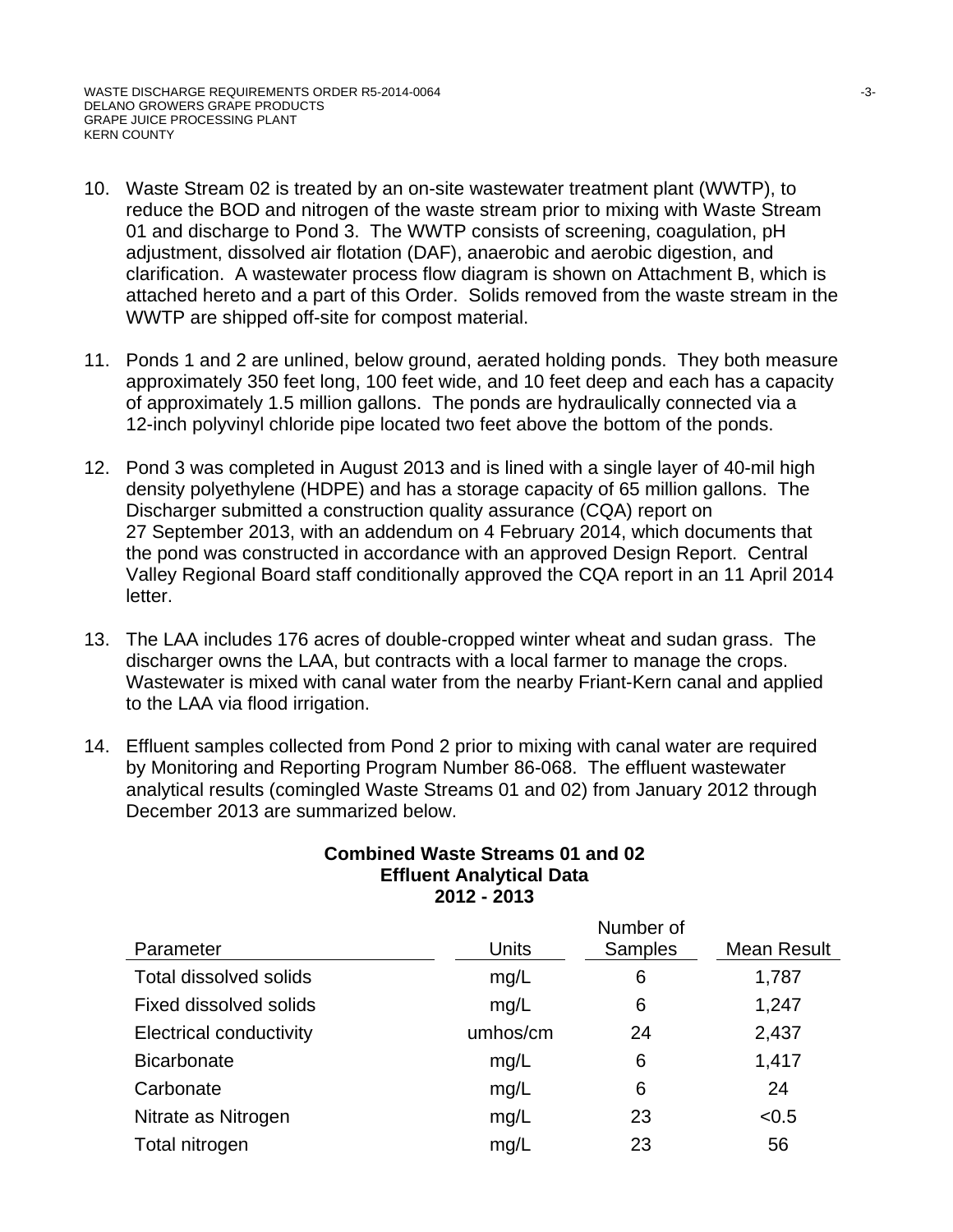10. Waste Stream 02 is treated by an on-site wastewater treatment plant (WWTP), to reduce the BOD and nitrogen of the waste stream prior to mixing with Waste Stream 01 and discharge to Pond 3. The WWTP consists of screening, coagulation, pH adjustment, dissolved air flotation (DAF), anaerobic and aerobic digestion, and clarification. A wastewater process flow diagram is shown on Attachment B, which is attached hereto and a part of this Order. Solids removed from the waste stream in the WWTP are shipped off-site for compost material.

11. Ponds 1 and 2 are unlined, below ground, aerated holding ponds. They both measure approximately 350 feet long, 100 feet wide, and 10 feet deep and each has a capacity of approximately 1.5 million gallons. The ponds are hydraulically connected via a 12-inch polyvinyl chloride pipe located two feet above the bottom of the ponds.

12. Pond 3 was completed in August 2013 and is lined with a single layer of 40-mil high density polyethylene (HDPE) and has a storage capacity of 65 million gallons. The Discharger submitted a construction quality assurance (CQA) report on 27 September 2013, with an addendum on 4 February 2014, which documents that the pond was constructed in accordance with an approved Design Report. Central Valley Regional Board staff conditionally approved the CQA report in an 11 April 2014 letter.

13. The LAA includes 176 acres of double-cropped winter wheat and sudan grass. The discharger owns the LAA, but contracts with a local farmer to manage the crops. Wastewater is mixed with canal water from the nearby Friant-Kern canal and applied to the LAA via flood irrigation.

14. Effluent samples collected from Pond 2 prior to mixing with canal water are required by Monitoring and Reporting Program Number 86-068. The effluent wastewater analytical results (comingled Waste Streams 01 and 02) from January 2012 through December 2013 are summarized below.

**Combined Waste Streams 01 and 02**
**Effluent Analytical Data**
**2012 - 2013**

| Parameter | Units | Number of Samples | Mean Result |
|---|---|---|---|
| Total dissolved solids | mg/L | 6 | 1,787 |
| Fixed dissolved solids | mg/L | 6 | 1,247 |
| Electrical conductivity | umhos/cm | 24 | 2,437 |
| Bicarbonate | mg/L | 6 | 1,417 |
| Carbonate | mg/L | 6 | 24 |
| Nitrate as Nitrogen | mg/L | 23 | <0.5 |
| Total nitrogen | mg/L | 23 | 56 |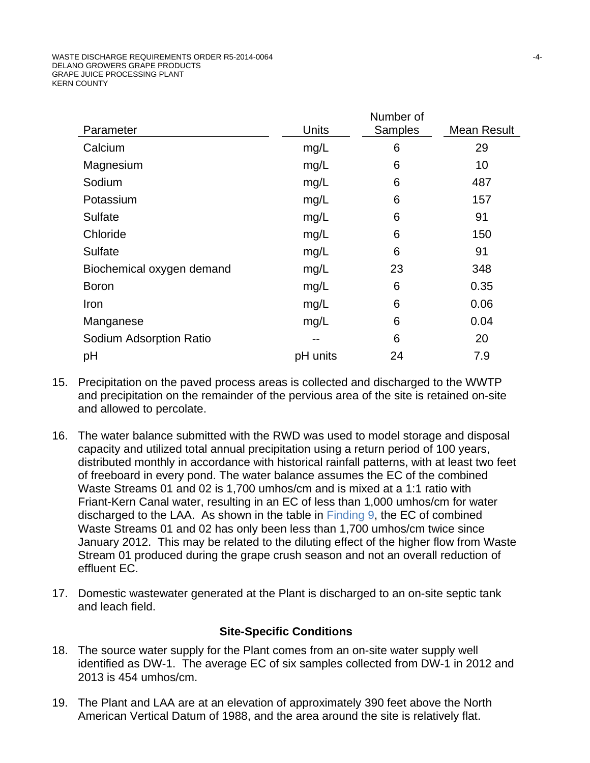| Parameter | Units | Number of Samples | Mean Result |
|---|---|---|---|
| Calcium | mg/L | 6 | 29 |
| Magnesium | mg/L | 6 | 10 |
| Sodium | mg/L | 6 | 487 |
| Potassium | mg/L | 6 | 157 |
| Sulfate | mg/L | 6 | 91 |
| Chloride | mg/L | 6 | 150 |
| Sulfate | mg/L | 6 | 91 |
| Biochemical oxygen demand | mg/L | 23 | 348 |
| Boron | mg/L | 6 | 0.35 |
| Iron | mg/L | 6 | 0.06 |
| Manganese | mg/L | 6 | 0.04 |
| Sodium Adsorption Ratio | -- | 6 | 20 |
| pH | pH units | 24 | 7.9 |

15. Precipitation on the paved process areas is collected and discharged to the WWTP and precipitation on the remainder of the pervious area of the site is retained on-site and allowed to percolate.

16. The water balance submitted with the RWD was used to model storage and disposal capacity and utilized total annual precipitation using a return period of 100 years, distributed monthly in accordance with historical rainfall patterns, with at least two feet of freeboard in every pond. The water balance assumes the EC of the combined Waste Streams 01 and 02 is 1,700 umhos/cm and is mixed at a 1:1 ratio with Friant-Kern Canal water, resulting in an EC of less than 1,000 umhos/cm for water discharged to the LAA. As shown in the table in Finding 9, the EC of combined Waste Streams 01 and 02 has only been less than 1,700 umhos/cm twice since January 2012. This may be related to the diluting effect of the higher flow from Waste Stream 01 produced during the grape crush season and not an overall reduction of effluent EC.

17. Domestic wastewater generated at the Plant is discharged to an on-site septic tank and leach field.

### Site-Specific Conditions

18. The source water supply for the Plant comes from an on-site water supply well identified as DW-1. The average EC of six samples collected from DW-1 in 2012 and 2013 is 454 umhos/cm.

19. The Plant and LAA are at an elevation of approximately 390 feet above the North American Vertical Datum of 1988, and the area around the site is relatively flat.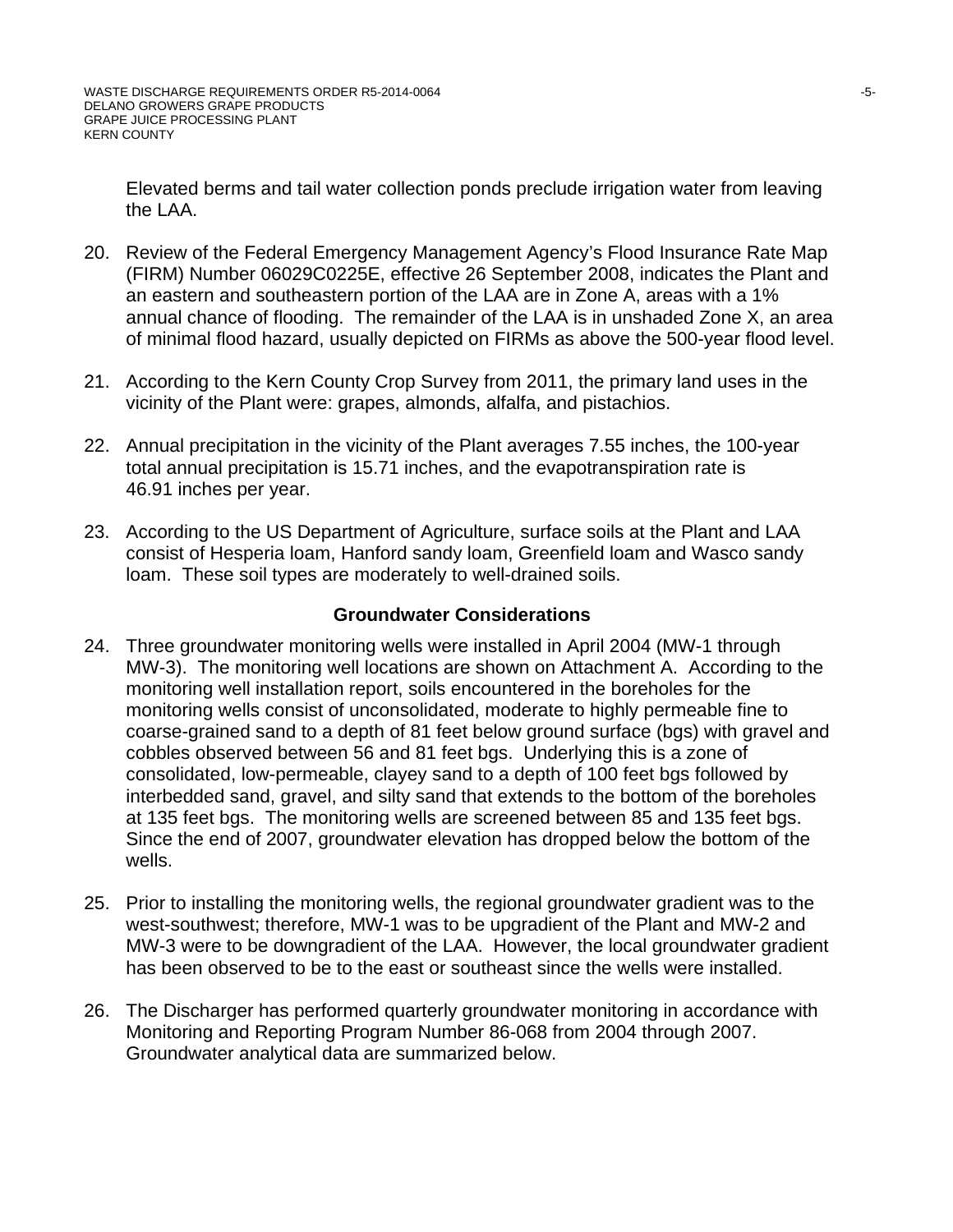Elevated berms and tail water collection ponds preclude irrigation water from leaving the LAA.

20. Review of the Federal Emergency Management Agency's Flood Insurance Rate Map (FIRM) Number 06029C0225E, effective 26 September 2008, indicates the Plant and an eastern and southeastern portion of the LAA are in Zone A, areas with a 1% annual chance of flooding. The remainder of the LAA is in unshaded Zone X, an area of minimal flood hazard, usually depicted on FIRMs as above the 500-year flood level.

21. According to the Kern County Crop Survey from 2011, the primary land uses in the vicinity of the Plant were: grapes, almonds, alfalfa, and pistachios.

22. Annual precipitation in the vicinity of the Plant averages 7.55 inches, the 100-year total annual precipitation is 15.71 inches, and the evapotranspiration rate is 46.91 inches per year.

23. According to the US Department of Agriculture, surface soils at the Plant and LAA consist of Hesperia loam, Hanford sandy loam, Greenfield loam and Wasco sandy loam. These soil types are moderately to well-drained soils.

## Groundwater Considerations

24. Three groundwater monitoring wells were installed in April 2004 (MW-1 through MW-3). The monitoring well locations are shown on Attachment A. According to the monitoring well installation report, soils encountered in the boreholes for the monitoring wells consist of unconsolidated, moderate to highly permeable fine to coarse-grained sand to a depth of 81 feet below ground surface (bgs) with gravel and cobbles observed between 56 and 81 feet bgs. Underlying this is a zone of consolidated, low-permeable, clayey sand to a depth of 100 feet bgs followed by interbedded sand, gravel, and silty sand that extends to the bottom of the boreholes at 135 feet bgs. The monitoring wells are screened between 85 and 135 feet bgs. Since the end of 2007, groundwater elevation has dropped below the bottom of the wells.

25. Prior to installing the monitoring wells, the regional groundwater gradient was to the west-southwest; therefore, MW-1 was to be upgradient of the Plant and MW-2 and MW-3 were to be downgradient of the LAA. However, the local groundwater gradient has been observed to be to the east or southeast since the wells were installed.

26. The Discharger has performed quarterly groundwater monitoring in accordance with Monitoring and Reporting Program Number 86-068 from 2004 through 2007. Groundwater analytical data are summarized below.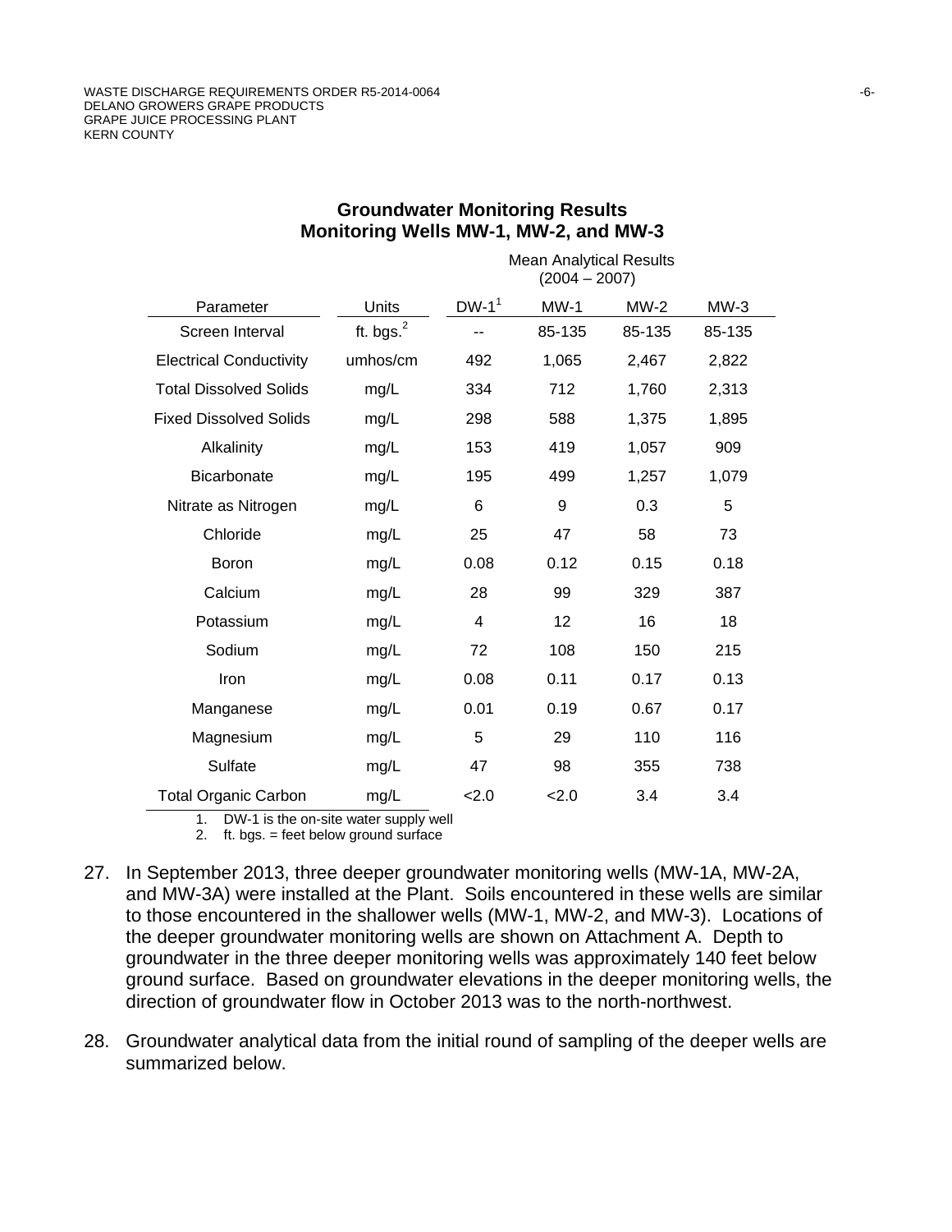**Groundwater Monitoring Results**
**Monitoring Wells MW-1, MW-2, and MW-3**

| | | Mean Analytical Results (2004 – 2007) | | | |
|---|---|---|---|---|---|
| Parameter | Units | DW-1[1] | MW-1 | MW-2 | MW-3 |
| Screen Interval | ft. bgs.[2] | -- | 85-135 | 85-135 | 85-135 |
| Electrical Conductivity | umhos/cm | 492 | 1,065 | 2,467 | 2,822 |
| Total Dissolved Solids | mg/L | 334 | 712 | 1,760 | 2,313 |
| Fixed Dissolved Solids | mg/L | 298 | 588 | 1,375 | 1,895 |
| Alkalinity | mg/L | 153 | 419 | 1,057 | 909 |
| Bicarbonate | mg/L | 195 | 499 | 1,257 | 1,079 |
| Nitrate as Nitrogen | mg/L | 6 | 9 | 0.3 | 5 |
| Chloride | mg/L | 25 | 47 | 58 | 73 |
| Boron | mg/L | 0.08 | 0.12 | 0.15 | 0.18 |
| Calcium | mg/L | 28 | 99 | 329 | 387 |
| Potassium | mg/L | 4 | 12 | 16 | 18 |
| Sodium | mg/L | 72 | 108 | 150 | 215 |
| Iron | mg/L | 0.08 | 0.11 | 0.17 | 0.13 |
| Manganese | mg/L | 0.01 | 0.19 | 0.67 | 0.17 |
| Magnesium | mg/L | 5 | 29 | 110 | 116 |
| Sulfate | mg/L | 47 | 98 | 355 | 738 |
| Total Organic Carbon | mg/L | <2.0 | <2.0 | 3.4 | 3.4 |

1. DW-1 is the on-site water supply well
2. ft. bgs. = feet below ground surface

27. In September 2013, three deeper groundwater monitoring wells (MW-1A, MW-2A, and MW-3A) were installed at the Plant. Soils encountered in these wells are similar to those encountered in the shallower wells (MW-1, MW-2, and MW-3). Locations of the deeper groundwater monitoring wells are shown on Attachment A. Depth to groundwater in the three deeper monitoring wells was approximately 140 feet below ground surface. Based on groundwater elevations in the deeper monitoring wells, the direction of groundwater flow in October 2013 was to the north-northwest.

28. Groundwater analytical data from the initial round of sampling of the deeper wells are summarized below.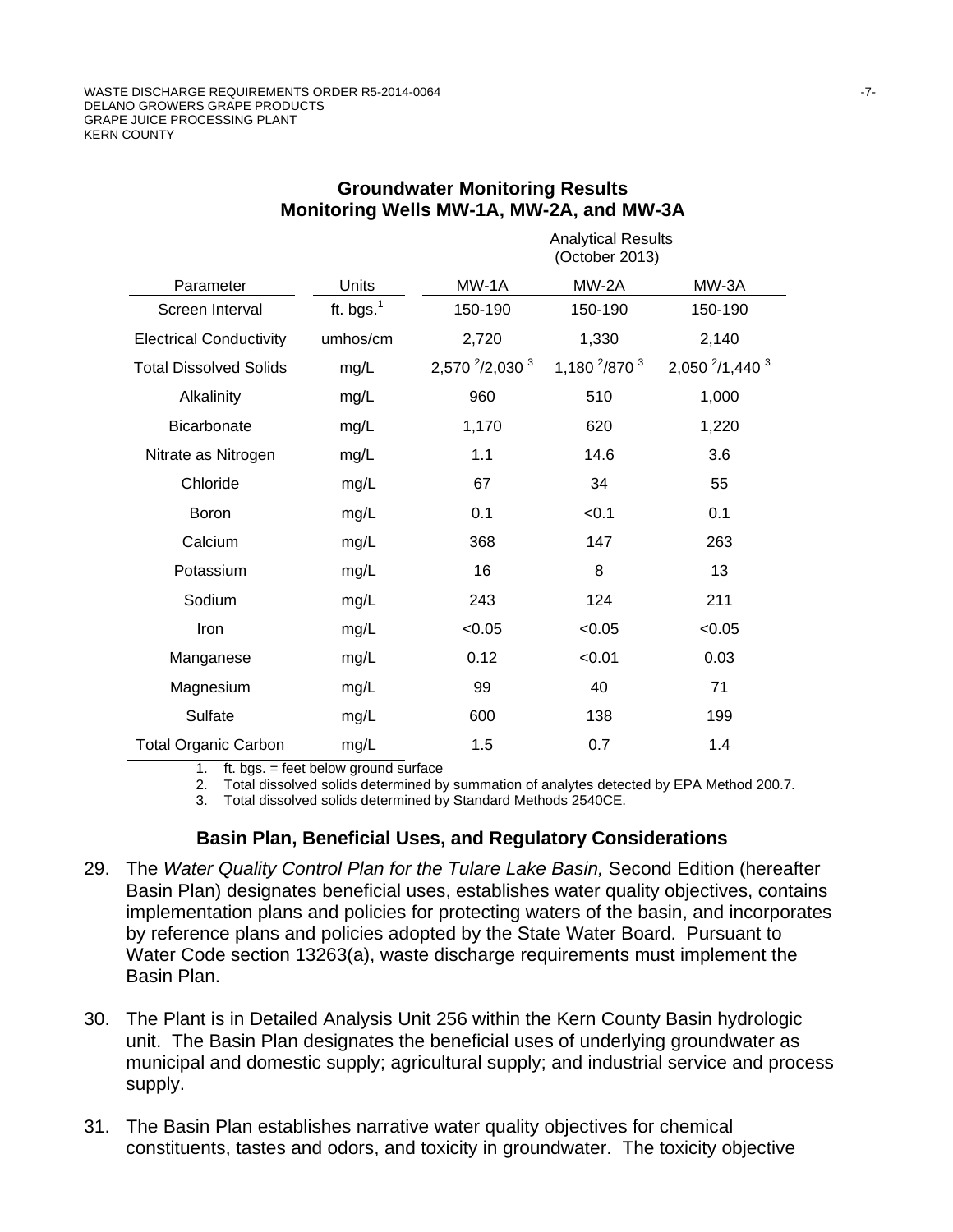**Groundwater Monitoring Results**
**Monitoring Wells MW-1A, MW-2A, and MW-3A**

| Parameter | Units | Analytical Results (October 2013) | | |
|---|---|---|---|---|
| | | MW-1A | MW-2A | MW-3A |
| Screen Interval | ft. bgs.[1] | 150-190 | 150-190 | 150-190 |
| Electrical Conductivity | umhos/cm | 2,720 | 1,330 | 2,140 |
| Total Dissolved Solids | mg/L | 2,570 [2]/2,030 [3] | 1,180 [2]/870 [3] | 2,050 [2]/1,440 [3] |
| Alkalinity | mg/L | 960 | 510 | 1,000 |
| Bicarbonate | mg/L | 1,170 | 620 | 1,220 |
| Nitrate as Nitrogen | mg/L | 1.1 | 14.6 | 3.6 |
| Chloride | mg/L | 67 | 34 | 55 |
| Boron | mg/L | 0.1 | <0.1 | 0.1 |
| Calcium | mg/L | 368 | 147 | 263 |
| Potassium | mg/L | 16 | 8 | 13 |
| Sodium | mg/L | 243 | 124 | 211 |
| Iron | mg/L | <0.05 | <0.05 | <0.05 |
| Manganese | mg/L | 0.12 | <0.01 | 0.03 |
| Magnesium | mg/L | 99 | 40 | 71 |
| Sulfate | mg/L | 600 | 138 | 199 |
| Total Organic Carbon | mg/L | 1.5 | 0.7 | 1.4 |

1. ft. bgs. = feet below ground surface
2. Total dissolved solids determined by summation of analytes detected by EPA Method 200.7.
3. Total dissolved solids determined by Standard Methods 2540CE.

### Basin Plan, Beneficial Uses, and Regulatory Considerations

29. The *Water Quality Control Plan for the Tulare Lake Basin,* Second Edition (hereafter Basin Plan) designates beneficial uses, establishes water quality objectives, contains implementation plans and policies for protecting waters of the basin, and incorporates by reference plans and policies adopted by the State Water Board. Pursuant to Water Code section 13263(a), waste discharge requirements must implement the Basin Plan.

30. The Plant is in Detailed Analysis Unit 256 within the Kern County Basin hydrologic unit. The Basin Plan designates the beneficial uses of underlying groundwater as municipal and domestic supply; agricultural supply; and industrial service and process supply.

31. The Basin Plan establishes narrative water quality objectives for chemical constituents, tastes and odors, and toxicity in groundwater. The toxicity objective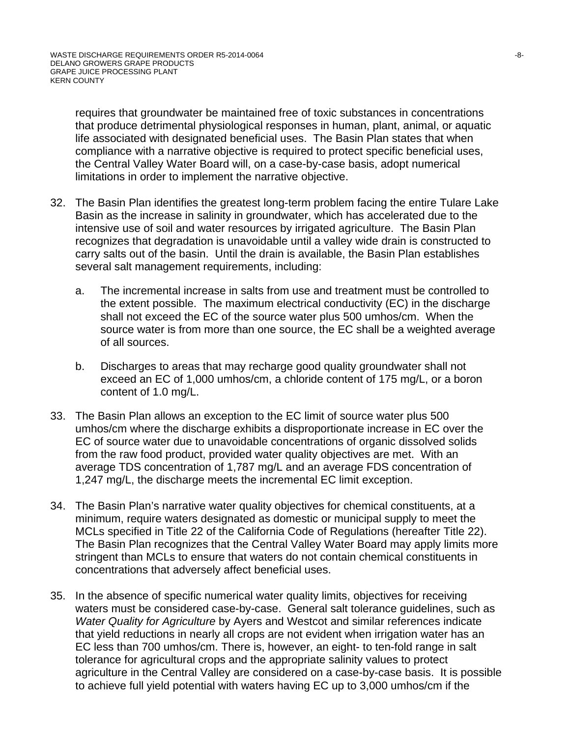requires that groundwater be maintained free of toxic substances in concentrations that produce detrimental physiological responses in human, plant, animal, or aquatic life associated with designated beneficial uses. The Basin Plan states that when compliance with a narrative objective is required to protect specific beneficial uses, the Central Valley Water Board will, on a case-by-case basis, adopt numerical limitations in order to implement the narrative objective.

32. The Basin Plan identifies the greatest long-term problem facing the entire Tulare Lake Basin as the increase in salinity in groundwater, which has accelerated due to the intensive use of soil and water resources by irrigated agriculture. The Basin Plan recognizes that degradation is unavoidable until a valley wide drain is constructed to carry salts out of the basin. Until the drain is available, the Basin Plan establishes several salt management requirements, including:

    a. The incremental increase in salts from use and treatment must be controlled to the extent possible. The maximum electrical conductivity (EC) in the discharge shall not exceed the EC of the source water plus 500 umhos/cm. When the source water is from more than one source, the EC shall be a weighted average of all sources.

    b. Discharges to areas that may recharge good quality groundwater shall not exceed an EC of 1,000 umhos/cm, a chloride content of 175 mg/L, or a boron content of 1.0 mg/L.

33. The Basin Plan allows an exception to the EC limit of source water plus 500 umhos/cm where the discharge exhibits a disproportionate increase in EC over the EC of source water due to unavoidable concentrations of organic dissolved solids from the raw food product, provided water quality objectives are met. With an average TDS concentration of 1,787 mg/L and an average FDS concentration of 1,247 mg/L, the discharge meets the incremental EC limit exception.

34. The Basin Plan's narrative water quality objectives for chemical constituents, at a minimum, require waters designated as domestic or municipal supply to meet the MCLs specified in Title 22 of the California Code of Regulations (hereafter Title 22). The Basin Plan recognizes that the Central Valley Water Board may apply limits more stringent than MCLs to ensure that waters do not contain chemical constituents in concentrations that adversely affect beneficial uses.

35. In the absence of specific numerical water quality limits, objectives for receiving waters must be considered case-by-case. General salt tolerance guidelines, such as *Water Quality for Agriculture* by Ayers and Westcot and similar references indicate that yield reductions in nearly all crops are not evident when irrigation water has an EC less than 700 umhos/cm. There is, however, an eight- to ten-fold range in salt tolerance for agricultural crops and the appropriate salinity values to protect agriculture in the Central Valley are considered on a case-by-case basis. It is possible to achieve full yield potential with waters having EC up to 3,000 umhos/cm if the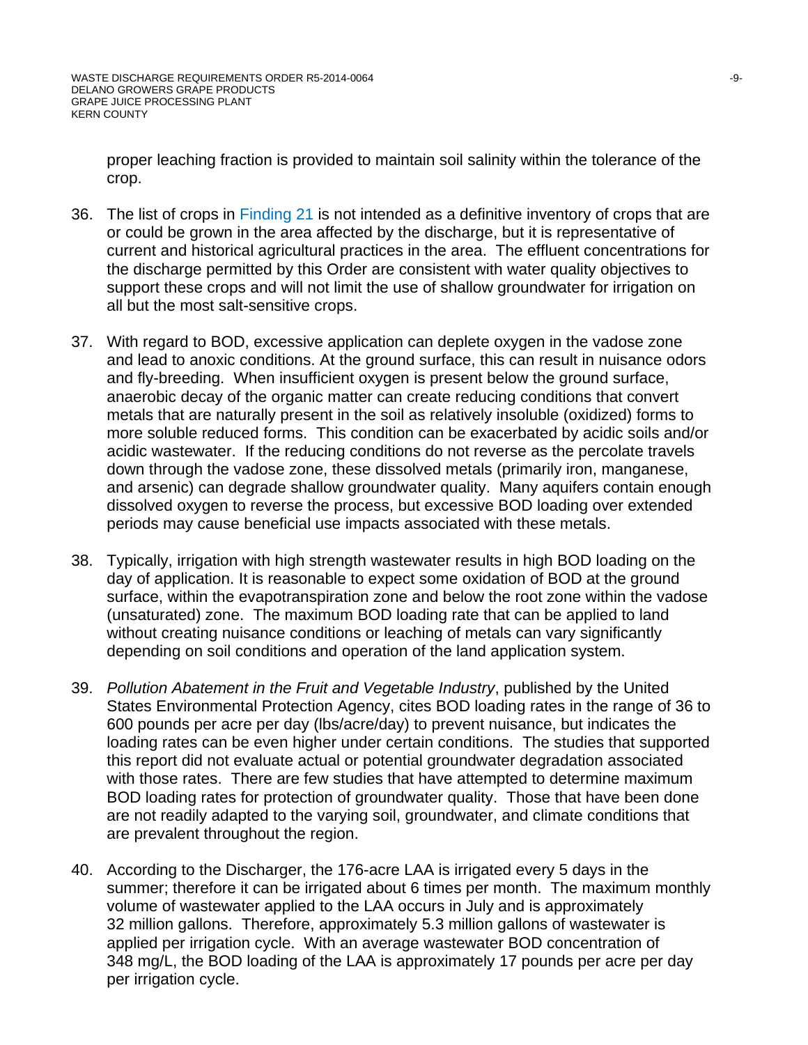proper leaching fraction is provided to maintain soil salinity within the tolerance of the crop.

36. The list of crops in Finding 21 is not intended as a definitive inventory of crops that are or could be grown in the area affected by the discharge, but it is representative of current and historical agricultural practices in the area. The effluent concentrations for the discharge permitted by this Order are consistent with water quality objectives to support these crops and will not limit the use of shallow groundwater for irrigation on all but the most salt-sensitive crops.

37. With regard to BOD, excessive application can deplete oxygen in the vadose zone and lead to anoxic conditions. At the ground surface, this can result in nuisance odors and fly-breeding. When insufficient oxygen is present below the ground surface, anaerobic decay of the organic matter can create reducing conditions that convert metals that are naturally present in the soil as relatively insoluble (oxidized) forms to more soluble reduced forms. This condition can be exacerbated by acidic soils and/or acidic wastewater. If the reducing conditions do not reverse as the percolate travels down through the vadose zone, these dissolved metals (primarily iron, manganese, and arsenic) can degrade shallow groundwater quality. Many aquifers contain enough dissolved oxygen to reverse the process, but excessive BOD loading over extended periods may cause beneficial use impacts associated with these metals.

38. Typically, irrigation with high strength wastewater results in high BOD loading on the day of application. It is reasonable to expect some oxidation of BOD at the ground surface, within the evapotranspiration zone and below the root zone within the vadose (unsaturated) zone. The maximum BOD loading rate that can be applied to land without creating nuisance conditions or leaching of metals can vary significantly depending on soil conditions and operation of the land application system.

39. *Pollution Abatement in the Fruit and Vegetable Industry*, published by the United States Environmental Protection Agency, cites BOD loading rates in the range of 36 to 600 pounds per acre per day (lbs/acre/day) to prevent nuisance, but indicates the loading rates can be even higher under certain conditions. The studies that supported this report did not evaluate actual or potential groundwater degradation associated with those rates. There are few studies that have attempted to determine maximum BOD loading rates for protection of groundwater quality. Those that have been done are not readily adapted to the varying soil, groundwater, and climate conditions that are prevalent throughout the region.

40. According to the Discharger, the 176-acre LAA is irrigated every 5 days in the summer; therefore it can be irrigated about 6 times per month. The maximum monthly volume of wastewater applied to the LAA occurs in July and is approximately 32 million gallons. Therefore, approximately 5.3 million gallons of wastewater is applied per irrigation cycle. With an average wastewater BOD concentration of 348 mg/L, the BOD loading of the LAA is approximately 17 pounds per acre per day per irrigation cycle.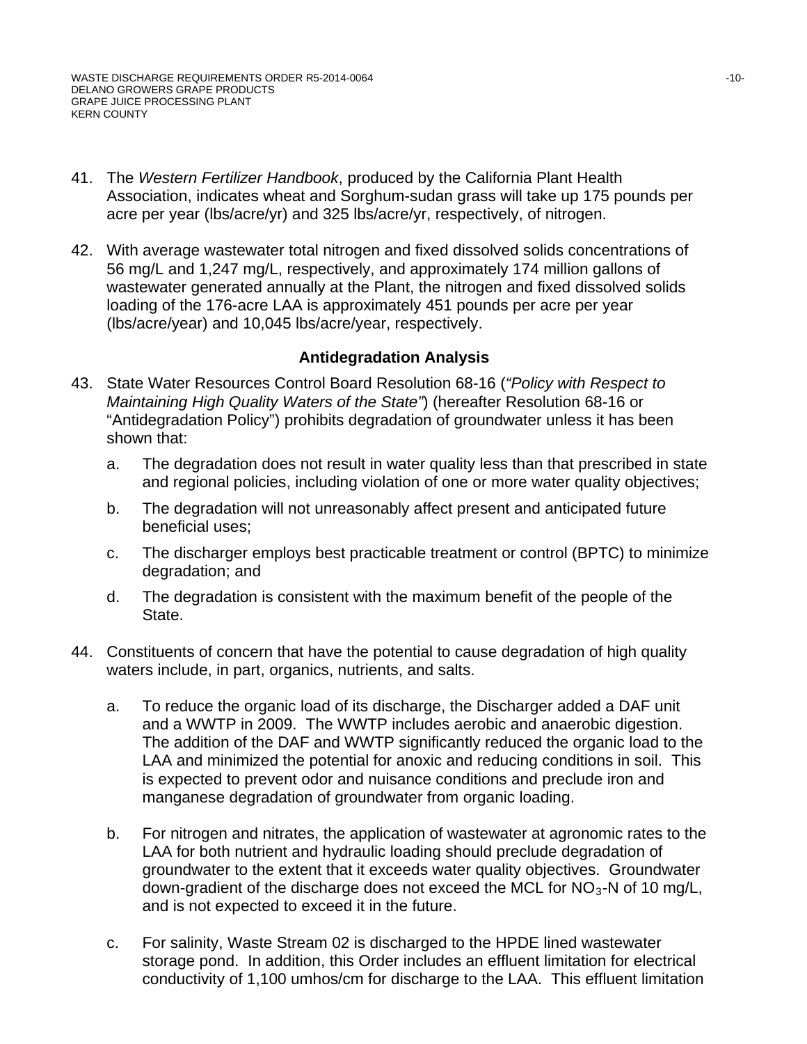41. The *Western Fertilizer Handbook*, produced by the California Plant Health Association, indicates wheat and Sorghum-sudan grass will take up 175 pounds per acre per year (lbs/acre/yr) and 325 lbs/acre/yr, respectively, of nitrogen.

42. With average wastewater total nitrogen and fixed dissolved solids concentrations of 56 mg/L and 1,247 mg/L, respectively, and approximately 174 million gallons of wastewater generated annually at the Plant, the nitrogen and fixed dissolved solids loading of the 176-acre LAA is approximately 451 pounds per acre per year (lbs/acre/year) and 10,045 lbs/acre/year, respectively.

**Antidegradation Analysis**

43. State Water Resources Control Board Resolution 68-16 (*"Policy with Respect to Maintaining High Quality Waters of the State"*) (hereafter Resolution 68-16 or "Antidegradation Policy") prohibits degradation of groundwater unless it has been shown that:

    a. The degradation does not result in water quality less than that prescribed in state and regional policies, including violation of one or more water quality objectives;

    b. The degradation will not unreasonably affect present and anticipated future beneficial uses;

    c. The discharger employs best practicable treatment or control (BPTC) to minimize degradation; and

    d. The degradation is consistent with the maximum benefit of the people of the State.

44. Constituents of concern that have the potential to cause degradation of high quality waters include, in part, organics, nutrients, and salts.

    a. To reduce the organic load of its discharge, the Discharger added a DAF unit and a WWTP in 2009. The WWTP includes aerobic and anaerobic digestion. The addition of the DAF and WWTP significantly reduced the organic load to the LAA and minimized the potential for anoxic and reducing conditions in soil. This is expected to prevent odor and nuisance conditions and preclude iron and manganese degradation of groundwater from organic loading.

    b. For nitrogen and nitrates, the application of wastewater at agronomic rates to the LAA for both nutrient and hydraulic loading should preclude degradation of groundwater to the extent that it exceeds water quality objectives. Groundwater down-gradient of the discharge does not exceed the MCL for $NO_3$-N of 10 mg/L, and is not expected to exceed it in the future.

    c. For salinity, Waste Stream 02 is discharged to the HPDE lined wastewater storage pond. In addition, this Order includes an effluent limitation for electrical conductivity of 1,100 umhos/cm for discharge to the LAA. This effluent limitation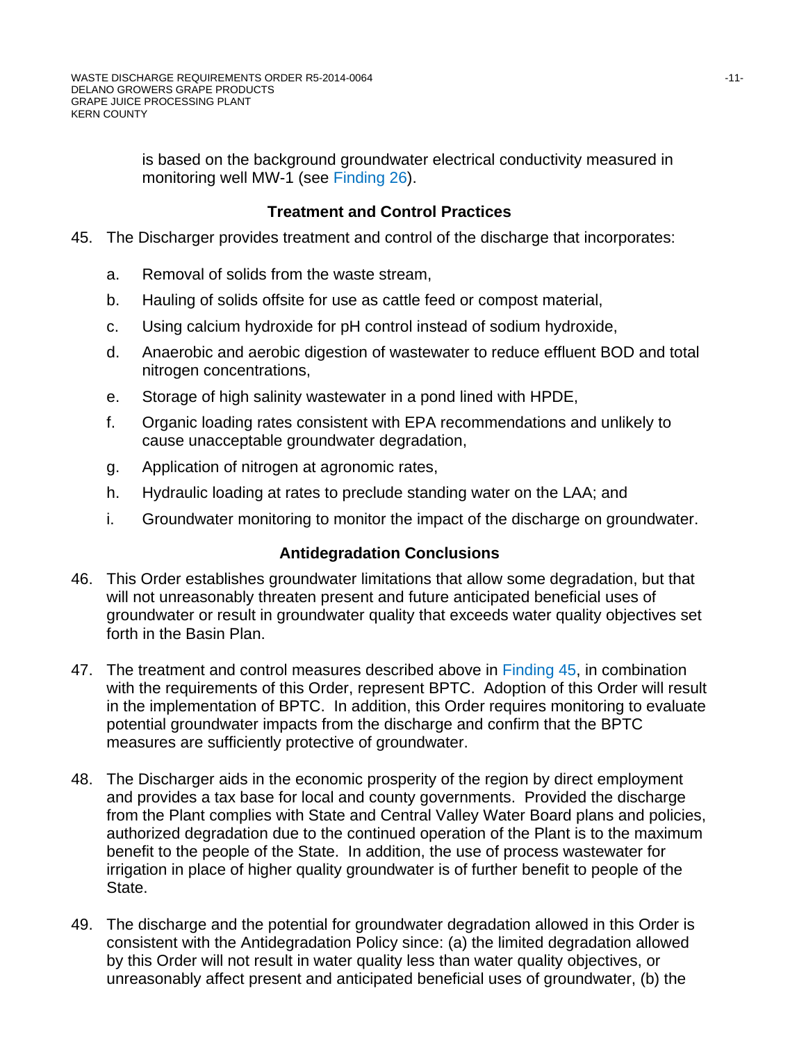is based on the background groundwater electrical conductivity measured in monitoring well MW-1 (see Finding 26).

### Treatment and Control Practices

45. The Discharger provides treatment and control of the discharge that incorporates:

    a. Removal of solids from the waste stream,

    b. Hauling of solids offsite for use as cattle feed or compost material,

    c. Using calcium hydroxide for pH control instead of sodium hydroxide,

    d. Anaerobic and aerobic digestion of wastewater to reduce effluent BOD and total nitrogen concentrations,

    e. Storage of high salinity wastewater in a pond lined with HPDE,

    f. Organic loading rates consistent with EPA recommendations and unlikely to cause unacceptable groundwater degradation,

    g. Application of nitrogen at agronomic rates,

    h. Hydraulic loading at rates to preclude standing water on the LAA; and

    i. Groundwater monitoring to monitor the impact of the discharge on groundwater.

### Antidegradation Conclusions

46. This Order establishes groundwater limitations that allow some degradation, but that will not unreasonably threaten present and future anticipated beneficial uses of groundwater or result in groundwater quality that exceeds water quality objectives set forth in the Basin Plan.

47. The treatment and control measures described above in Finding 45, in combination with the requirements of this Order, represent BPTC. Adoption of this Order will result in the implementation of BPTC. In addition, this Order requires monitoring to evaluate potential groundwater impacts from the discharge and confirm that the BPTC measures are sufficiently protective of groundwater.

48. The Discharger aids in the economic prosperity of the region by direct employment and provides a tax base for local and county governments. Provided the discharge from the Plant complies with State and Central Valley Water Board plans and policies, authorized degradation due to the continued operation of the Plant is to the maximum benefit to the people of the State. In addition, the use of process wastewater for irrigation in place of higher quality groundwater is of further benefit to people of the State.

49. The discharge and the potential for groundwater degradation allowed in this Order is consistent with the Antidegradation Policy since: (a) the limited degradation allowed by this Order will not result in water quality less than water quality objectives, or unreasonably affect present and anticipated beneficial uses of groundwater, (b) the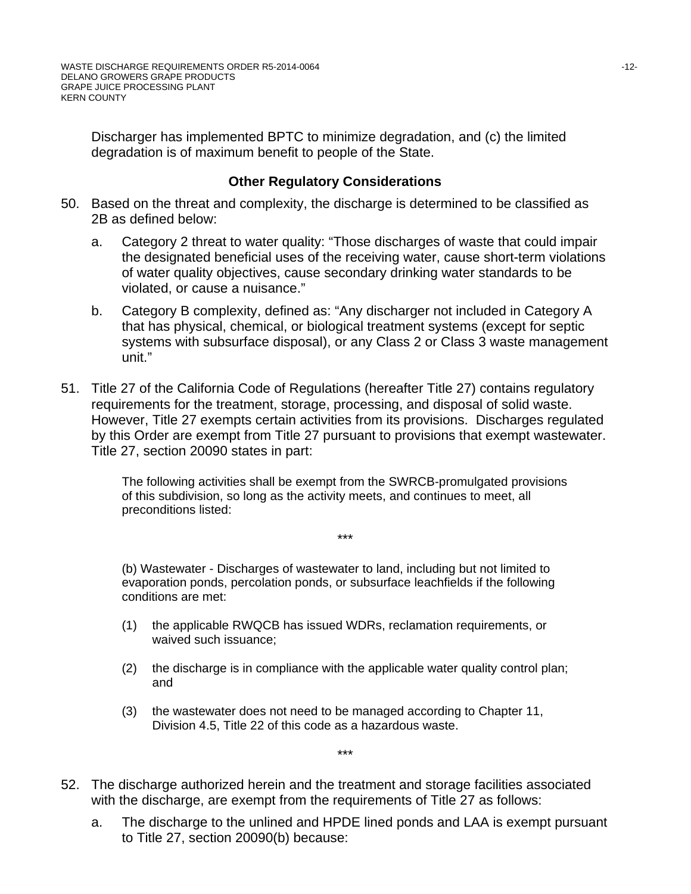Discharger has implemented BPTC to minimize degradation, and (c) the limited degradation is of maximum benefit to people of the State.

### Other Regulatory Considerations

50. Based on the threat and complexity, the discharge is determined to be classified as 2B as defined below:

    a. Category 2 threat to water quality: "Those discharges of waste that could impair the designated beneficial uses of the receiving water, cause short-term violations of water quality objectives, cause secondary drinking water standards to be violated, or cause a nuisance."

    b. Category B complexity, defined as: "Any discharger not included in Category A that has physical, chemical, or biological treatment systems (except for septic systems with subsurface disposal), or any Class 2 or Class 3 waste management unit."

51. Title 27 of the California Code of Regulations (hereafter Title 27) contains regulatory requirements for the treatment, storage, processing, and disposal of solid waste. However, Title 27 exempts certain activities from its provisions. Discharges regulated by this Order are exempt from Title 27 pursuant to provisions that exempt wastewater. Title 27, section 20090 states in part:

    > The following activities shall be exempt from the SWRCB-promulgated provisions of this subdivision, so long as the activity meets, and continues to meet, all preconditions listed:
    >
    > \*\*\*
    >
    > (b) Wastewater - Discharges of wastewater to land, including but not limited to evaporation ponds, percolation ponds, or subsurface leachfields if the following conditions are met:
    >
    > (1) the applicable RWQCB has issued WDRs, reclamation requirements, or waived such issuance;
    >
    > (2) the discharge is in compliance with the applicable water quality control plan; and
    >
    > (3) the wastewater does not need to be managed according to Chapter 11, Division 4.5, Title 22 of this code as a hazardous waste.
    >
    > \*\*\*

52. The discharge authorized herein and the treatment and storage facilities associated with the discharge, are exempt from the requirements of Title 27 as follows:

    a. The discharge to the unlined and HPDE lined ponds and LAA is exempt pursuant to Title 27, section 20090(b) because: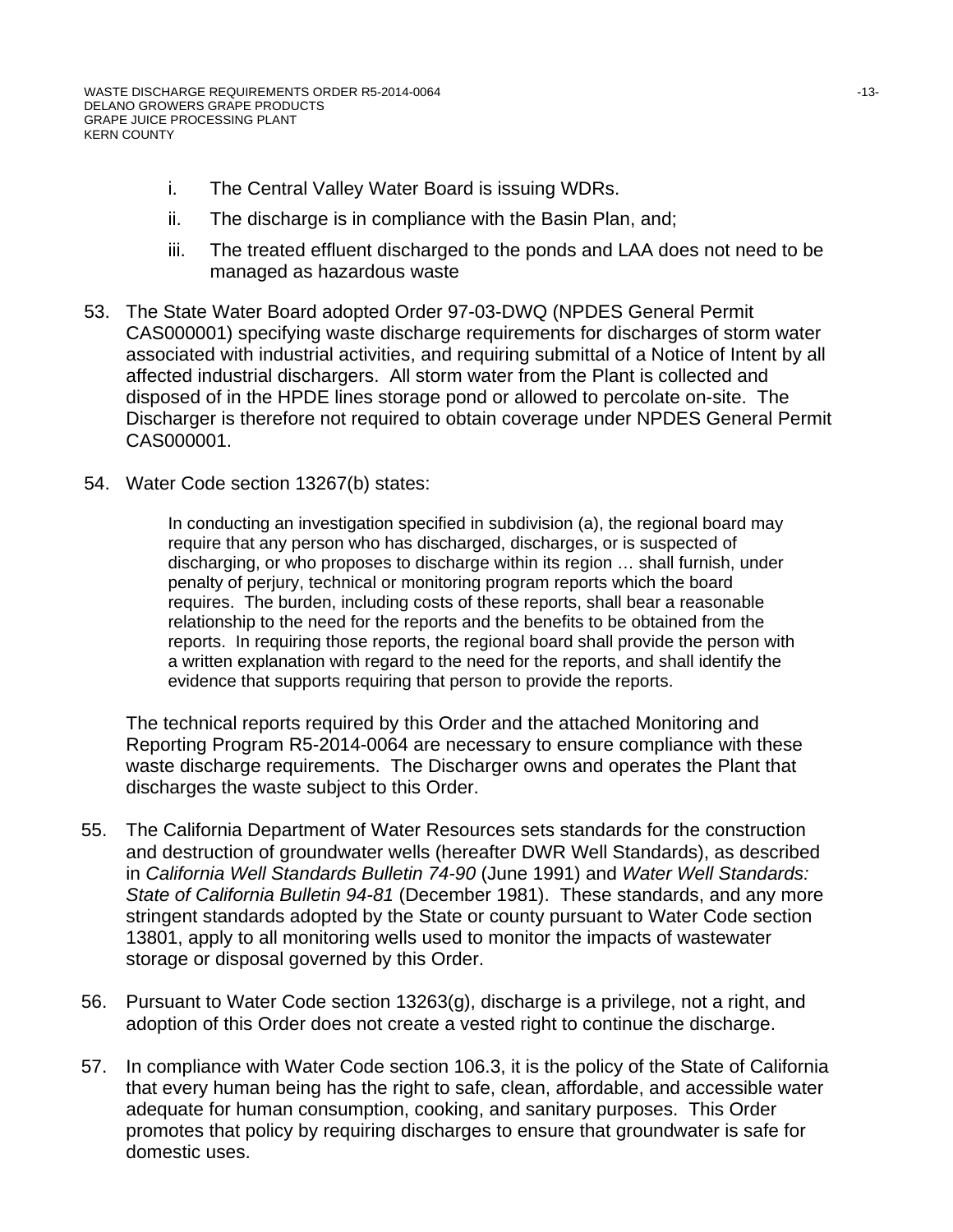i. The Central Valley Water Board is issuing WDRs.

ii. The discharge is in compliance with the Basin Plan, and;

iii. The treated effluent discharged to the ponds and LAA does not need to be managed as hazardous waste

53. The State Water Board adopted Order 97-03-DWQ (NPDES General Permit CAS000001) specifying waste discharge requirements for discharges of storm water associated with industrial activities, and requiring submittal of a Notice of Intent by all affected industrial dischargers. All storm water from the Plant is collected and disposed of in the HPDE lines storage pond or allowed to percolate on-site. The Discharger is therefore not required to obtain coverage under NPDES General Permit CAS000001.

54. Water Code section 13267(b) states:

> In conducting an investigation specified in subdivision (a), the regional board may require that any person who has discharged, discharges, or is suspected of discharging, or who proposes to discharge within its region … shall furnish, under penalty of perjury, technical or monitoring program reports which the board requires. The burden, including costs of these reports, shall bear a reasonable relationship to the need for the reports and the benefits to be obtained from the reports. In requiring those reports, the regional board shall provide the person with a written explanation with regard to the need for the reports, and shall identify the evidence that supports requiring that person to provide the reports.

The technical reports required by this Order and the attached Monitoring and Reporting Program R5-2014-0064 are necessary to ensure compliance with these waste discharge requirements. The Discharger owns and operates the Plant that discharges the waste subject to this Order.

55. The California Department of Water Resources sets standards for the construction and destruction of groundwater wells (hereafter DWR Well Standards), as described in *California Well Standards Bulletin 74-90* (June 1991) and *Water Well Standards: State of California Bulletin 94-81* (December 1981). These standards, and any more stringent standards adopted by the State or county pursuant to Water Code section 13801, apply to all monitoring wells used to monitor the impacts of wastewater storage or disposal governed by this Order.

56. Pursuant to Water Code section 13263(g), discharge is a privilege, not a right, and adoption of this Order does not create a vested right to continue the discharge.

57. In compliance with Water Code section 106.3, it is the policy of the State of California that every human being has the right to safe, clean, affordable, and accessible water adequate for human consumption, cooking, and sanitary purposes. This Order promotes that policy by requiring discharges to ensure that groundwater is safe for domestic uses.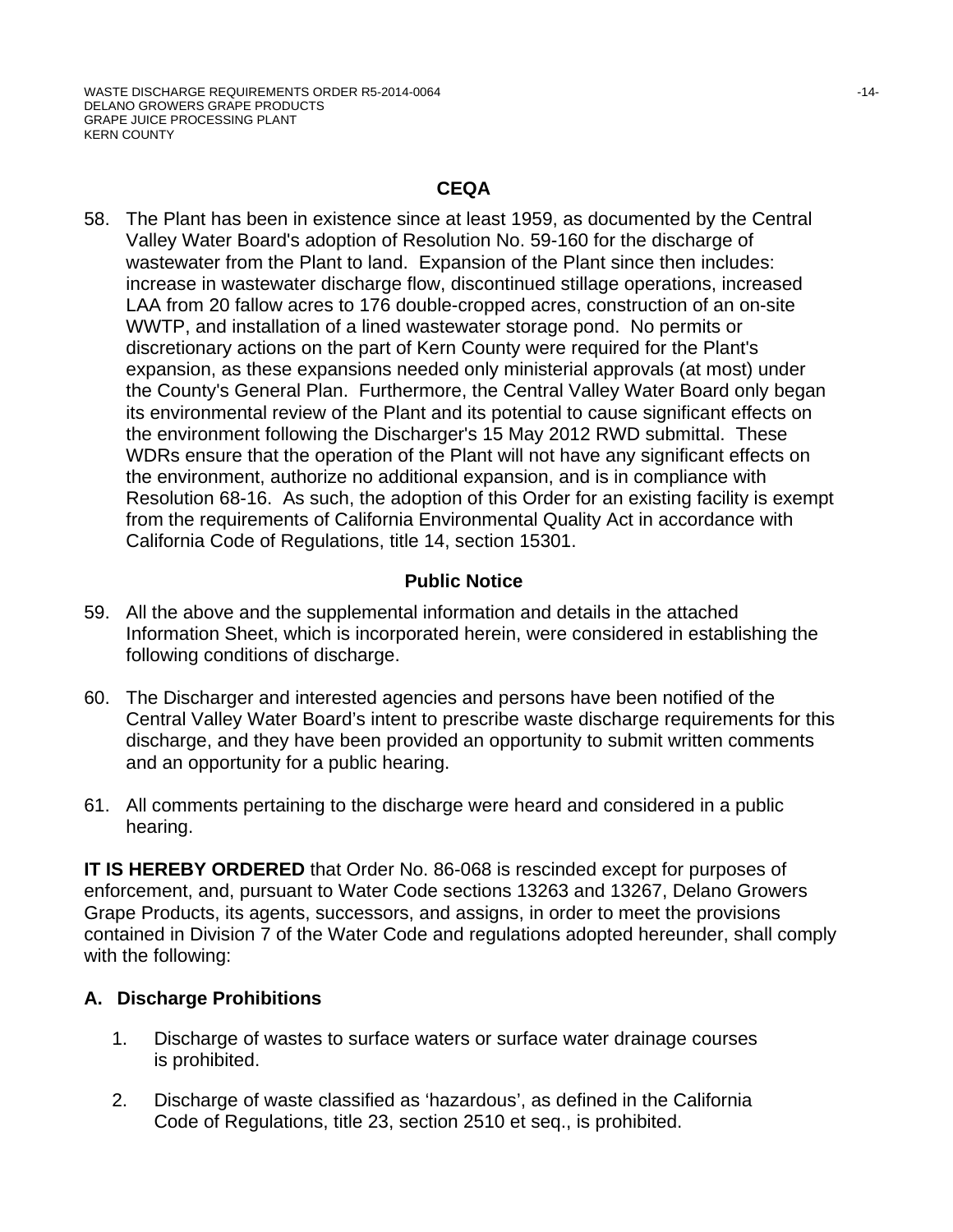## CEQA

58. The Plant has been in existence since at least 1959, as documented by the Central Valley Water Board's adoption of Resolution No. 59-160 for the discharge of wastewater from the Plant to land. Expansion of the Plant since then includes: increase in wastewater discharge flow, discontinued stillage operations, increased LAA from 20 fallow acres to 176 double-cropped acres, construction of an on-site WWTP, and installation of a lined wastewater storage pond. No permits or discretionary actions on the part of Kern County were required for the Plant's expansion, as these expansions needed only ministerial approvals (at most) under the County's General Plan. Furthermore, the Central Valley Water Board only began its environmental review of the Plant and its potential to cause significant effects on the environment following the Discharger's 15 May 2012 RWD submittal. These WDRs ensure that the operation of the Plant will not have any significant effects on the environment, authorize no additional expansion, and is in compliance with Resolution 68-16. As such, the adoption of this Order for an existing facility is exempt from the requirements of California Environmental Quality Act in accordance with California Code of Regulations, title 14, section 15301.

## Public Notice

59. All the above and the supplemental information and details in the attached Information Sheet, which is incorporated herein, were considered in establishing the following conditions of discharge.

60. The Discharger and interested agencies and persons have been notified of the Central Valley Water Board's intent to prescribe waste discharge requirements for this discharge, and they have been provided an opportunity to submit written comments and an opportunity for a public hearing.

61. All comments pertaining to the discharge were heard and considered in a public hearing.

**IT IS HEREBY ORDERED** that Order No. 86-068 is rescinded except for purposes of enforcement, and, pursuant to Water Code sections 13263 and 13267, Delano Growers Grape Products, its agents, successors, and assigns, in order to meet the provisions contained in Division 7 of the Water Code and regulations adopted hereunder, shall comply with the following:

## A. Discharge Prohibitions

1. Discharge of wastes to surface waters or surface water drainage courses is prohibited.

2. Discharge of waste classified as 'hazardous', as defined in the California Code of Regulations, title 23, section 2510 et seq., is prohibited.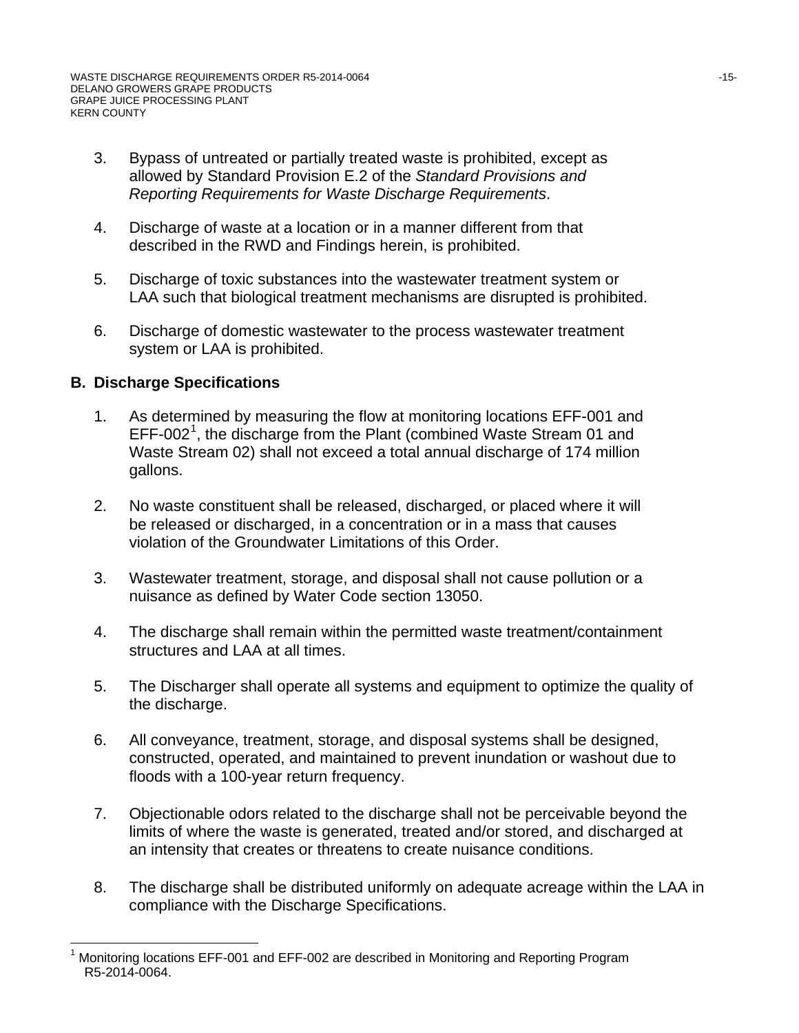3. Bypass of untreated or partially treated waste is prohibited, except as allowed by Standard Provision E.2 of the *Standard Provisions and Reporting Requirements for Waste Discharge Requirements*.

4. Discharge of waste at a location or in a manner different from that described in the RWD and Findings herein, is prohibited.

5. Discharge of toxic substances into the wastewater treatment system or LAA such that biological treatment mechanisms are disrupted is prohibited.

6. Discharge of domestic wastewater to the process wastewater treatment system or LAA is prohibited.

## B. Discharge Specifications

1. As determined by measuring the flow at monitoring locations EFF-001 and EFF-002[1], the discharge from the Plant (combined Waste Stream 01 and Waste Stream 02) shall not exceed a total annual discharge of 174 million gallons.

2. No waste constituent shall be released, discharged, or placed where it will be released or discharged, in a concentration or in a mass that causes violation of the Groundwater Limitations of this Order.

3. Wastewater treatment, storage, and disposal shall not cause pollution or a nuisance as defined by Water Code section 13050.

4. The discharge shall remain within the permitted waste treatment/containment structures and LAA at all times.

5. The Discharger shall operate all systems and equipment to optimize the quality of the discharge.

6. All conveyance, treatment, storage, and disposal systems shall be designed, constructed, operated, and maintained to prevent inundation or washout due to floods with a 100-year return frequency.

7. Objectionable odors related to the discharge shall not be perceivable beyond the limits of where the waste is generated, treated and/or stored, and discharged at an intensity that creates or threatens to create nuisance conditions.

8. The discharge shall be distributed uniformly on adequate acreage within the LAA in compliance with the Discharge Specifications.

---

[1] Monitoring locations EFF-001 and EFF-002 are described in Monitoring and Reporting Program R5-2014-0064.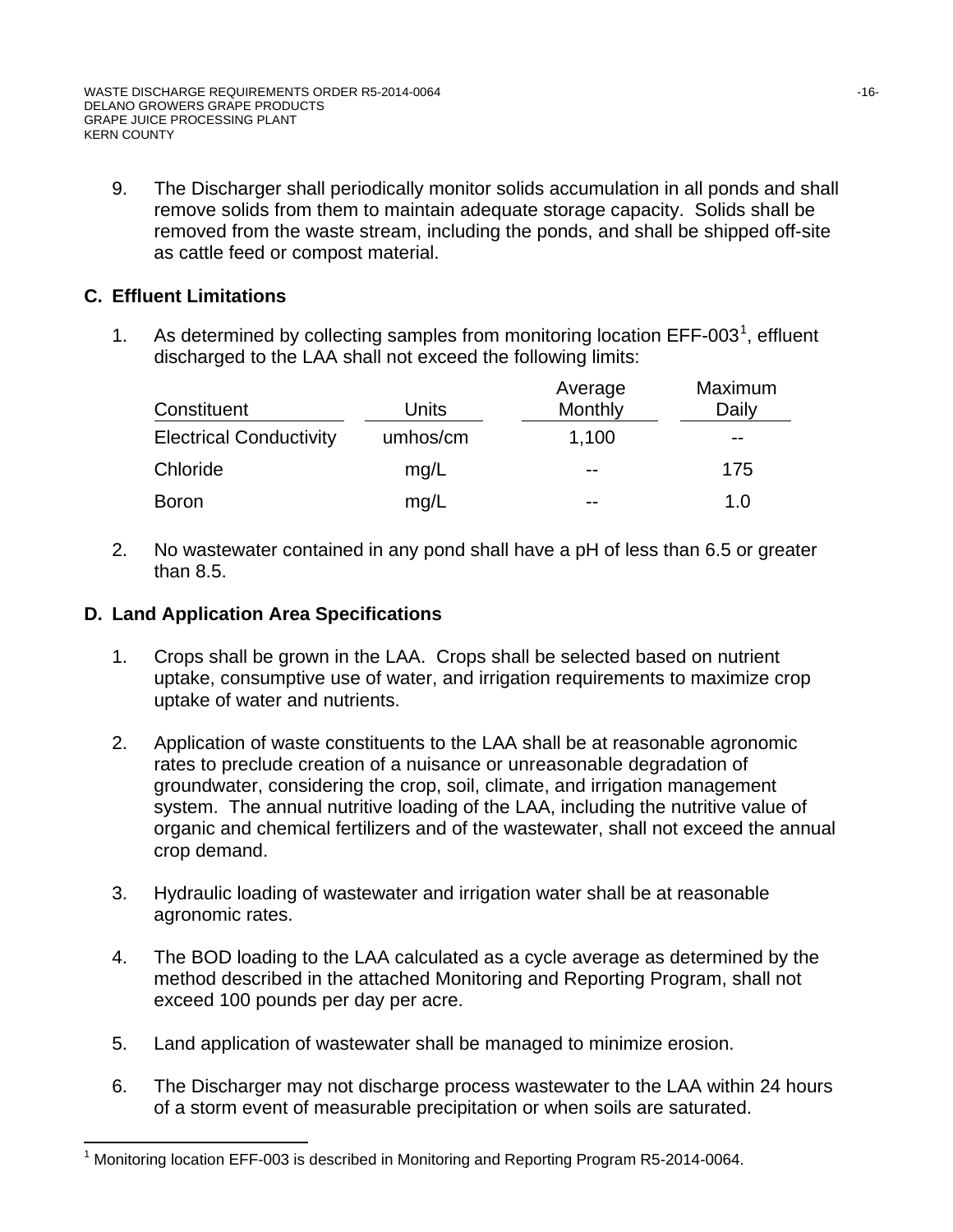9. The Discharger shall periodically monitor solids accumulation in all ponds and shall remove solids from them to maintain adequate storage capacity. Solids shall be removed from the waste stream, including the ponds, and shall be shipped off-site as cattle feed or compost material.

## C. Effluent Limitations

1. As determined by collecting samples from monitoring location EFF-003[1], effluent discharged to the LAA shall not exceed the following limits:

| Constituent | Units | Average Monthly | Maximum Daily |
|---|---|---|---|
| Electrical Conductivity | umhos/cm | 1,100 | -- |
| Chloride | mg/L | -- | 175 |
| Boron | mg/L | -- | 1.0 |

2. No wastewater contained in any pond shall have a pH of less than 6.5 or greater than 8.5.

## D. Land Application Area Specifications

1. Crops shall be grown in the LAA. Crops shall be selected based on nutrient uptake, consumptive use of water, and irrigation requirements to maximize crop uptake of water and nutrients.

2. Application of waste constituents to the LAA shall be at reasonable agronomic rates to preclude creation of a nuisance or unreasonable degradation of groundwater, considering the crop, soil, climate, and irrigation management system. The annual nutritive loading of the LAA, including the nutritive value of organic and chemical fertilizers and of the wastewater, shall not exceed the annual crop demand.

3. Hydraulic loading of wastewater and irrigation water shall be at reasonable agronomic rates.

4. The BOD loading to the LAA calculated as a cycle average as determined by the method described in the attached Monitoring and Reporting Program, shall not exceed 100 pounds per day per acre.

5. Land application of wastewater shall be managed to minimize erosion.

6. The Discharger may not discharge process wastewater to the LAA within 24 hours of a storm event of measurable precipitation or when soils are saturated.

[1] Monitoring location EFF-003 is described in Monitoring and Reporting Program R5-2014-0064.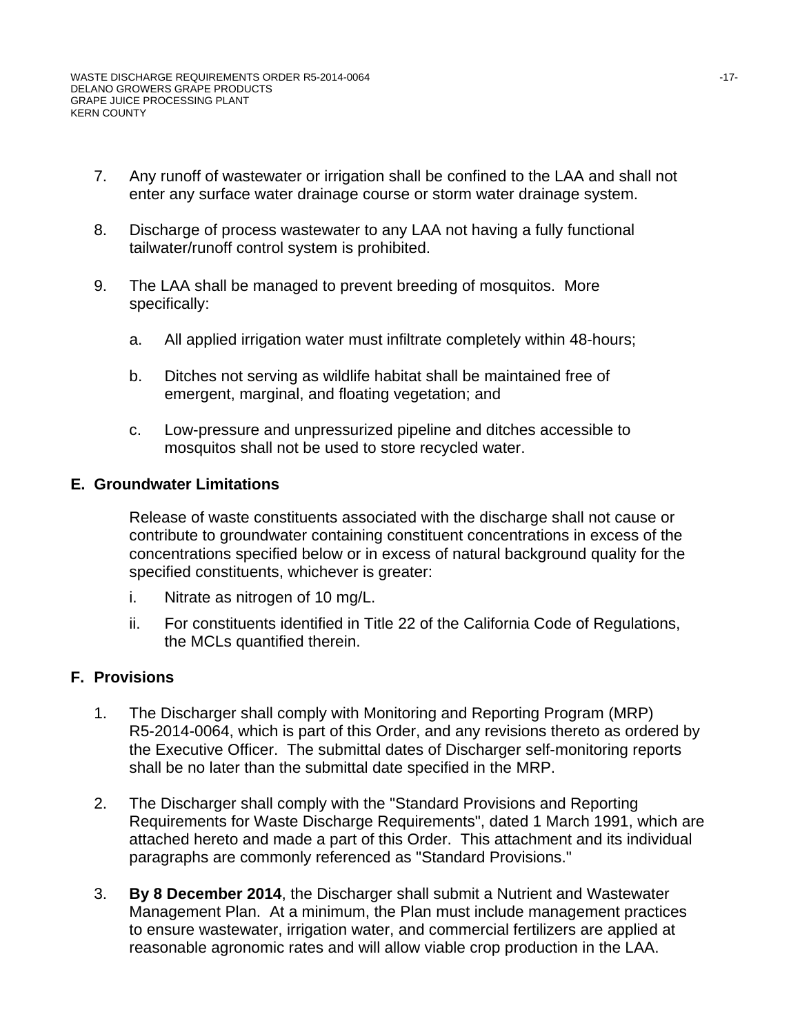7. Any runoff of wastewater or irrigation shall be confined to the LAA and shall not enter any surface water drainage course or storm water drainage system.

8. Discharge of process wastewater to any LAA not having a fully functional tailwater/runoff control system is prohibited.

9. The LAA shall be managed to prevent breeding of mosquitos. More specifically:

   a. All applied irrigation water must infiltrate completely within 48-hours;

   b. Ditches not serving as wildlife habitat shall be maintained free of emergent, marginal, and floating vegetation; and

   c. Low-pressure and unpressurized pipeline and ditches accessible to mosquitos shall not be used to store recycled water.

## E. Groundwater Limitations

Release of waste constituents associated with the discharge shall not cause or contribute to groundwater containing constituent concentrations in excess of the concentrations specified below or in excess of natural background quality for the specified constituents, whichever is greater:

i. Nitrate as nitrogen of 10 mg/L.

ii. For constituents identified in Title 22 of the California Code of Regulations, the MCLs quantified therein.

## F. Provisions

1. The Discharger shall comply with Monitoring and Reporting Program (MRP) R5-2014-0064, which is part of this Order, and any revisions thereto as ordered by the Executive Officer. The submittal dates of Discharger self-monitoring reports shall be no later than the submittal date specified in the MRP.

2. The Discharger shall comply with the "Standard Provisions and Reporting Requirements for Waste Discharge Requirements", dated 1 March 1991, which are attached hereto and made a part of this Order. This attachment and its individual paragraphs are commonly referenced as "Standard Provisions."

3. **By 8 December 2014**, the Discharger shall submit a Nutrient and Wastewater Management Plan. At a minimum, the Plan must include management practices to ensure wastewater, irrigation water, and commercial fertilizers are applied at reasonable agronomic rates and will allow viable crop production in the LAA.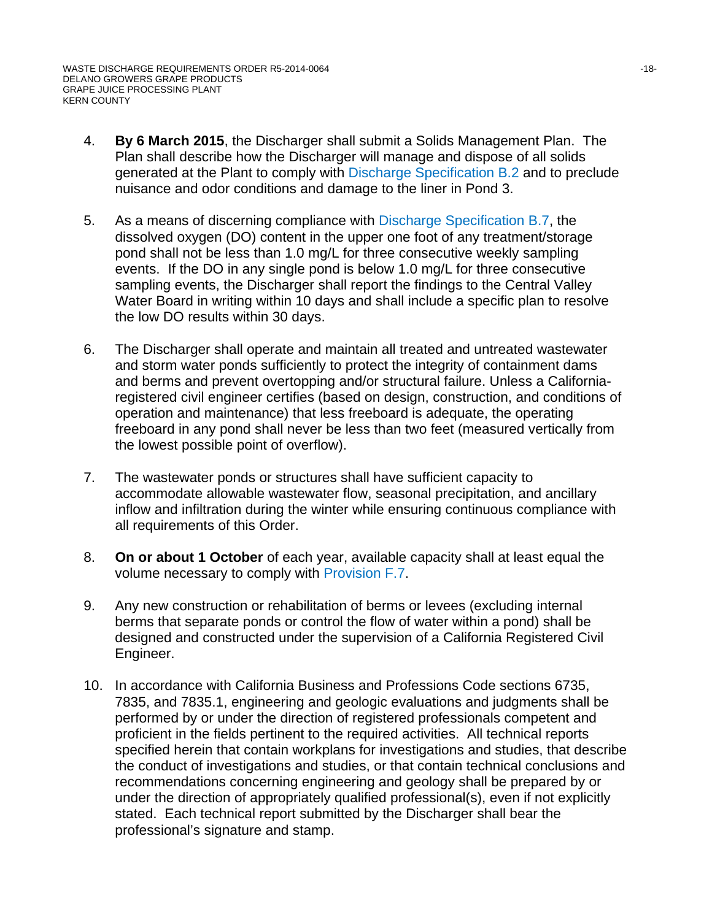4. **By 6 March 2015**, the Discharger shall submit a Solids Management Plan. The Plan shall describe how the Discharger will manage and dispose of all solids generated at the Plant to comply with Discharge Specification B.2 and to preclude nuisance and odor conditions and damage to the liner in Pond 3.

5. As a means of discerning compliance with Discharge Specification B.7, the dissolved oxygen (DO) content in the upper one foot of any treatment/storage pond shall not be less than 1.0 mg/L for three consecutive weekly sampling events. If the DO in any single pond is below 1.0 mg/L for three consecutive sampling events, the Discharger shall report the findings to the Central Valley Water Board in writing within 10 days and shall include a specific plan to resolve the low DO results within 30 days.

6. The Discharger shall operate and maintain all treated and untreated wastewater and storm water ponds sufficiently to protect the integrity of containment dams and berms and prevent overtopping and/or structural failure. Unless a California-registered civil engineer certifies (based on design, construction, and conditions of operation and maintenance) that less freeboard is adequate, the operating freeboard in any pond shall never be less than two feet (measured vertically from the lowest possible point of overflow).

7. The wastewater ponds or structures shall have sufficient capacity to accommodate allowable wastewater flow, seasonal precipitation, and ancillary inflow and infiltration during the winter while ensuring continuous compliance with all requirements of this Order.

8. **On or about 1 October** of each year, available capacity shall at least equal the volume necessary to comply with Provision F.7.

9. Any new construction or rehabilitation of berms or levees (excluding internal berms that separate ponds or control the flow of water within a pond) shall be designed and constructed under the supervision of a California Registered Civil Engineer.

10. In accordance with California Business and Professions Code sections 6735, 7835, and 7835.1, engineering and geologic evaluations and judgments shall be performed by or under the direction of registered professionals competent and proficient in the fields pertinent to the required activities. All technical reports specified herein that contain workplans for investigations and studies, that describe the conduct of investigations and studies, or that contain technical conclusions and recommendations concerning engineering and geology shall be prepared by or under the direction of appropriately qualified professional(s), even if not explicitly stated. Each technical report submitted by the Discharger shall bear the professional's signature and stamp.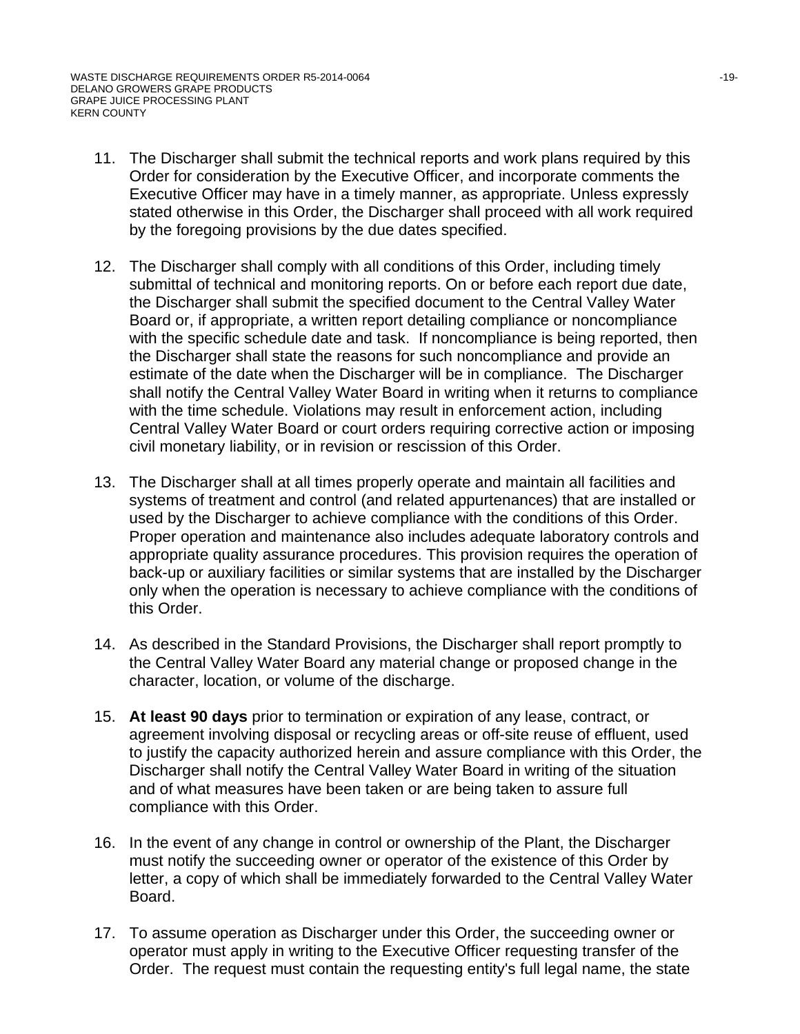11. The Discharger shall submit the technical reports and work plans required by this Order for consideration by the Executive Officer, and incorporate comments the Executive Officer may have in a timely manner, as appropriate. Unless expressly stated otherwise in this Order, the Discharger shall proceed with all work required by the foregoing provisions by the due dates specified.

12. The Discharger shall comply with all conditions of this Order, including timely submittal of technical and monitoring reports. On or before each report due date, the Discharger shall submit the specified document to the Central Valley Water Board or, if appropriate, a written report detailing compliance or noncompliance with the specific schedule date and task. If noncompliance is being reported, then the Discharger shall state the reasons for such noncompliance and provide an estimate of the date when the Discharger will be in compliance. The Discharger shall notify the Central Valley Water Board in writing when it returns to compliance with the time schedule. Violations may result in enforcement action, including Central Valley Water Board or court orders requiring corrective action or imposing civil monetary liability, or in revision or rescission of this Order.

13. The Discharger shall at all times properly operate and maintain all facilities and systems of treatment and control (and related appurtenances) that are installed or used by the Discharger to achieve compliance with the conditions of this Order. Proper operation and maintenance also includes adequate laboratory controls and appropriate quality assurance procedures. This provision requires the operation of back-up or auxiliary facilities or similar systems that are installed by the Discharger only when the operation is necessary to achieve compliance with the conditions of this Order.

14. As described in the Standard Provisions, the Discharger shall report promptly to the Central Valley Water Board any material change or proposed change in the character, location, or volume of the discharge.

15. **At least 90 days** prior to termination or expiration of any lease, contract, or agreement involving disposal or recycling areas or off-site reuse of effluent, used to justify the capacity authorized herein and assure compliance with this Order, the Discharger shall notify the Central Valley Water Board in writing of the situation and of what measures have been taken or are being taken to assure full compliance with this Order.

16. In the event of any change in control or ownership of the Plant, the Discharger must notify the succeeding owner or operator of the existence of this Order by letter, a copy of which shall be immediately forwarded to the Central Valley Water Board.

17. To assume operation as Discharger under this Order, the succeeding owner or operator must apply in writing to the Executive Officer requesting transfer of the Order. The request must contain the requesting entity's full legal name, the state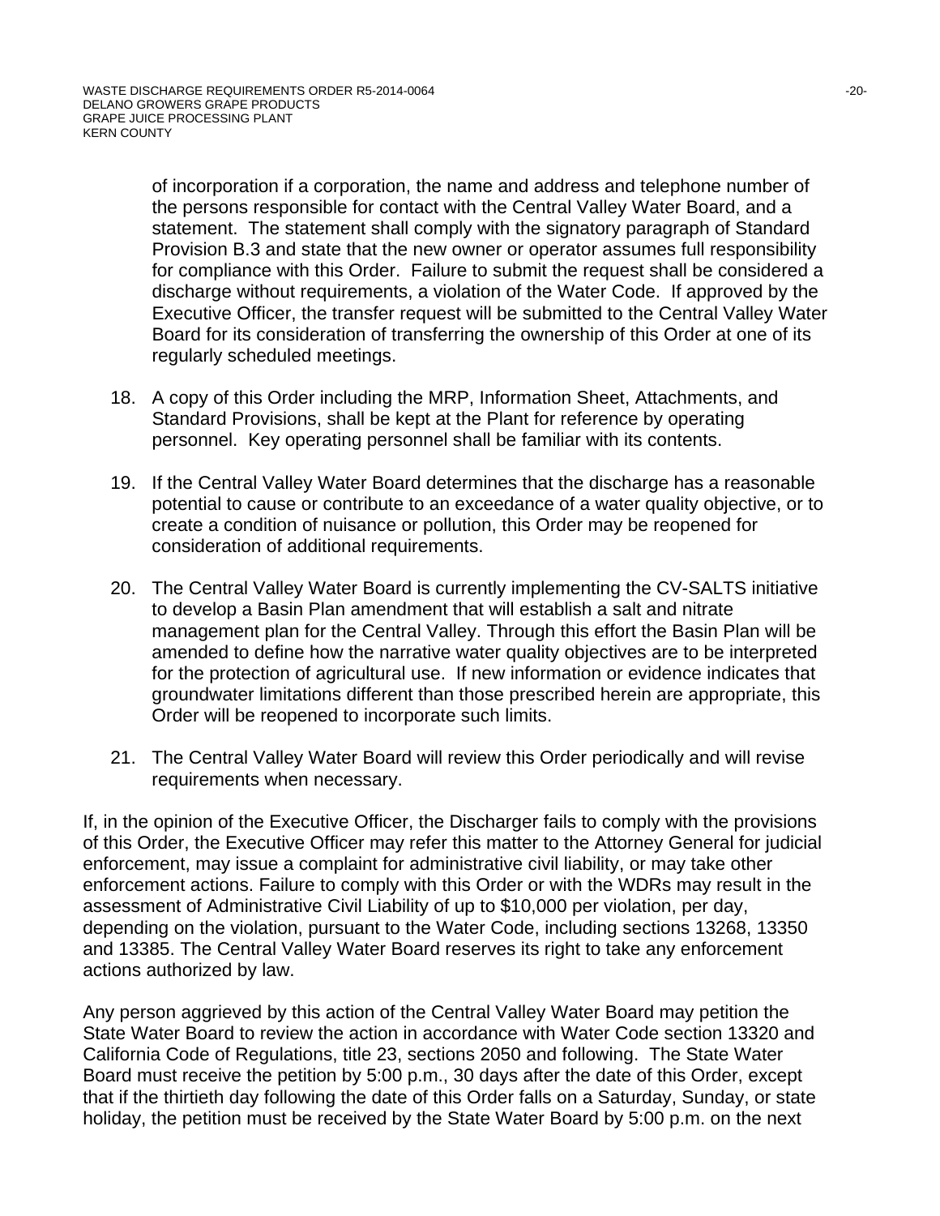of incorporation if a corporation, the name and address and telephone number of the persons responsible for contact with the Central Valley Water Board, and a statement. The statement shall comply with the signatory paragraph of Standard Provision B.3 and state that the new owner or operator assumes full responsibility for compliance with this Order. Failure to submit the request shall be considered a discharge without requirements, a violation of the Water Code. If approved by the Executive Officer, the transfer request will be submitted to the Central Valley Water Board for its consideration of transferring the ownership of this Order at one of its regularly scheduled meetings.

18. A copy of this Order including the MRP, Information Sheet, Attachments, and Standard Provisions, shall be kept at the Plant for reference by operating personnel. Key operating personnel shall be familiar with its contents.

19. If the Central Valley Water Board determines that the discharge has a reasonable potential to cause or contribute to an exceedance of a water quality objective, or to create a condition of nuisance or pollution, this Order may be reopened for consideration of additional requirements.

20. The Central Valley Water Board is currently implementing the CV-SALTS initiative to develop a Basin Plan amendment that will establish a salt and nitrate management plan for the Central Valley. Through this effort the Basin Plan will be amended to define how the narrative water quality objectives are to be interpreted for the protection of agricultural use. If new information or evidence indicates that groundwater limitations different than those prescribed herein are appropriate, this Order will be reopened to incorporate such limits.

21. The Central Valley Water Board will review this Order periodically and will revise requirements when necessary.

If, in the opinion of the Executive Officer, the Discharger fails to comply with the provisions of this Order, the Executive Officer may refer this matter to the Attorney General for judicial enforcement, may issue a complaint for administrative civil liability, or may take other enforcement actions. Failure to comply with this Order or with the WDRs may result in the assessment of Administrative Civil Liability of up to $10,000 per violation, per day, depending on the violation, pursuant to the Water Code, including sections 13268, 13350 and 13385. The Central Valley Water Board reserves its right to take any enforcement actions authorized by law.

Any person aggrieved by this action of the Central Valley Water Board may petition the State Water Board to review the action in accordance with Water Code section 13320 and California Code of Regulations, title 23, sections 2050 and following. The State Water Board must receive the petition by 5:00 p.m., 30 days after the date of this Order, except that if the thirtieth day following the date of this Order falls on a Saturday, Sunday, or state holiday, the petition must be received by the State Water Board by 5:00 p.m. on the next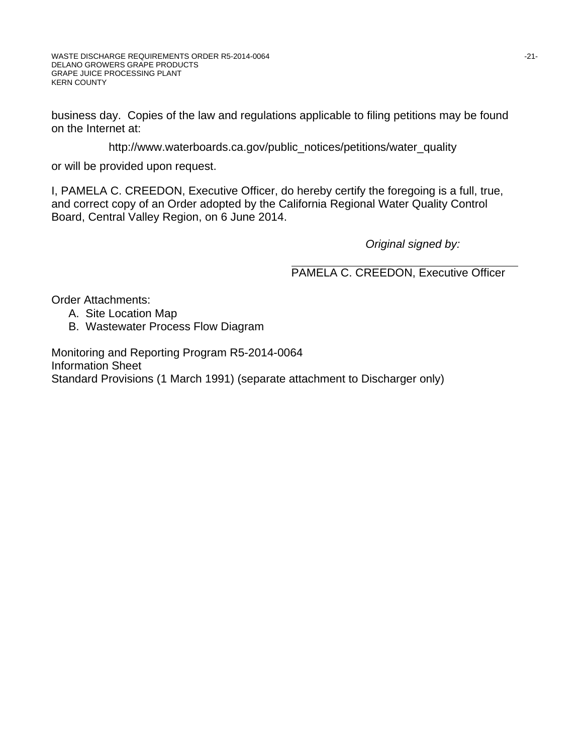business day. Copies of the law and regulations applicable to filing petitions may be found on the Internet at:

http://www.waterboards.ca.gov/public_notices/petitions/water_quality

or will be provided upon request.

I, PAMELA C. CREEDON, Executive Officer, do hereby certify the foregoing is a full, true, and correct copy of an Order adopted by the California Regional Water Quality Control Board, Central Valley Region, on 6 June 2014.

*Original signed by:*

PAMELA C. CREEDON, Executive Officer

Order Attachments:

A. Site Location Map
B. Wastewater Process Flow Diagram

Monitoring and Reporting Program R5-2014-0064
Information Sheet
Standard Provisions (1 March 1991) (separate attachment to Discharger only)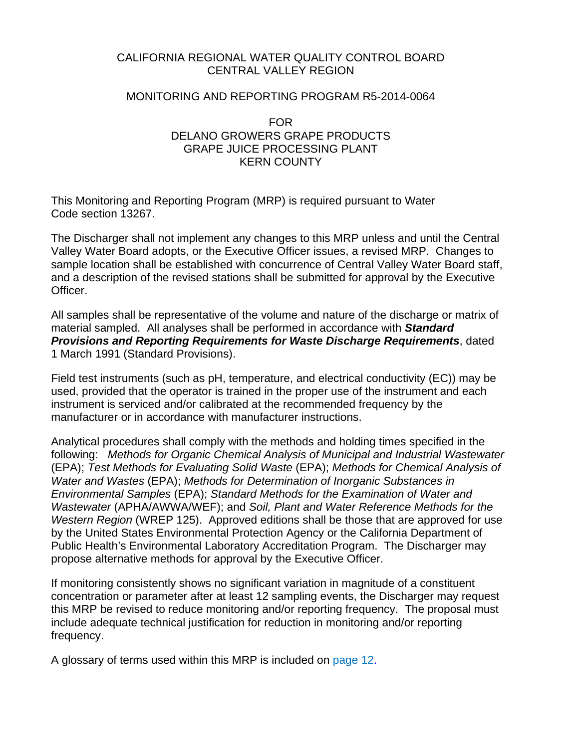CALIFORNIA REGIONAL WATER QUALITY CONTROL BOARD
CENTRAL VALLEY REGION

MONITORING AND REPORTING PROGRAM R5-2014-0064

FOR
DELANO GROWERS GRAPE PRODUCTS
GRAPE JUICE PROCESSING PLANT
KERN COUNTY

This Monitoring and Reporting Program (MRP) is required pursuant to Water Code section 13267.

The Discharger shall not implement any changes to this MRP unless and until the Central Valley Water Board adopts, or the Executive Officer issues, a revised MRP. Changes to sample location shall be established with concurrence of Central Valley Water Board staff, and a description of the revised stations shall be submitted for approval by the Executive Officer.

All samples shall be representative of the volume and nature of the discharge or matrix of material sampled. All analyses shall be performed in accordance with ***Standard Provisions and Reporting Requirements for Waste Discharge Requirements***, dated 1 March 1991 (Standard Provisions).

Field test instruments (such as pH, temperature, and electrical conductivity (EC)) may be used, provided that the operator is trained in the proper use of the instrument and each instrument is serviced and/or calibrated at the recommended frequency by the manufacturer or in accordance with manufacturer instructions.

Analytical procedures shall comply with the methods and holding times specified in the following: *Methods for Organic Chemical Analysis of Municipal and Industrial Wastewater* (EPA); *Test Methods for Evaluating Solid Waste* (EPA); *Methods for Chemical Analysis of Water and Wastes* (EPA); *Methods for Determination of Inorganic Substances in Environmental Samples* (EPA); *Standard Methods for the Examination of Water and Wastewater* (APHA/AWWA/WEF); and *Soil, Plant and Water Reference Methods for the Western Region* (WREP 125). Approved editions shall be those that are approved for use by the United States Environmental Protection Agency or the California Department of Public Health's Environmental Laboratory Accreditation Program. The Discharger may propose alternative methods for approval by the Executive Officer.

If monitoring consistently shows no significant variation in magnitude of a constituent concentration or parameter after at least 12 sampling events, the Discharger may request this MRP be revised to reduce monitoring and/or reporting frequency. The proposal must include adequate technical justification for reduction in monitoring and/or reporting frequency.

A glossary of terms used within this MRP is included on page 12.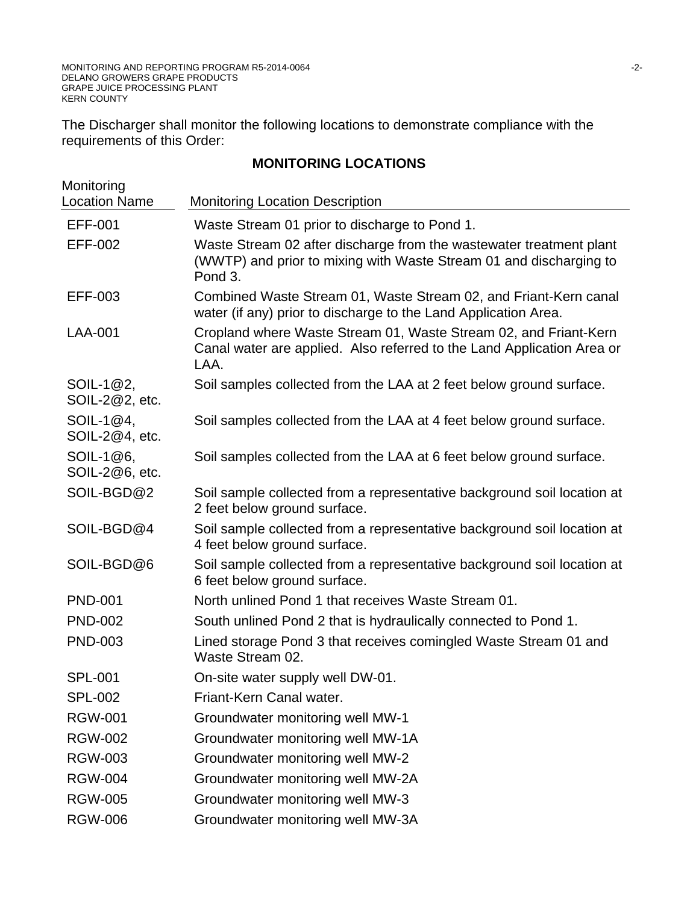The Discharger shall monitor the following locations to demonstrate compliance with the requirements of this Order:

**MONITORING LOCATIONS**

| Monitoring Location Name | Monitoring Location Description |
|---|---|
| EFF-001 | Waste Stream 01 prior to discharge to Pond 1. |
| EFF-002 | Waste Stream 02 after discharge from the wastewater treatment plant (WWTP) and prior to mixing with Waste Stream 01 and discharging to Pond 3. |
| EFF-003 | Combined Waste Stream 01, Waste Stream 02, and Friant-Kern canal water (if any) prior to discharge to the Land Application Area. |
| LAA-001 | Cropland where Waste Stream 01, Waste Stream 02, and Friant-Kern Canal water are applied. Also referred to the Land Application Area or LAA. |
| SOIL-1@2, SOIL-2@2, etc. | Soil samples collected from the LAA at 2 feet below ground surface. |
| SOIL-1@4, SOIL-2@4, etc. | Soil samples collected from the LAA at 4 feet below ground surface. |
| SOIL-1@6, SOIL-2@6, etc. | Soil samples collected from the LAA at 6 feet below ground surface. |
| SOIL-BGD@2 | Soil sample collected from a representative background soil location at 2 feet below ground surface. |
| SOIL-BGD@4 | Soil sample collected from a representative background soil location at 4 feet below ground surface. |
| SOIL-BGD@6 | Soil sample collected from a representative background soil location at 6 feet below ground surface. |
| PND-001 | North unlined Pond 1 that receives Waste Stream 01. |
| PND-002 | South unlined Pond 2 that is hydraulically connected to Pond 1. |
| PND-003 | Lined storage Pond 3 that receives comingled Waste Stream 01 and Waste Stream 02. |
| SPL-001 | On-site water supply well DW-01. |
| SPL-002 | Friant-Kern Canal water. |
| RGW-001 | Groundwater monitoring well MW-1 |
| RGW-002 | Groundwater monitoring well MW-1A |
| RGW-003 | Groundwater monitoring well MW-2 |
| RGW-004 | Groundwater monitoring well MW-2A |
| RGW-005 | Groundwater monitoring well MW-3 |
| RGW-006 | Groundwater monitoring well MW-3A |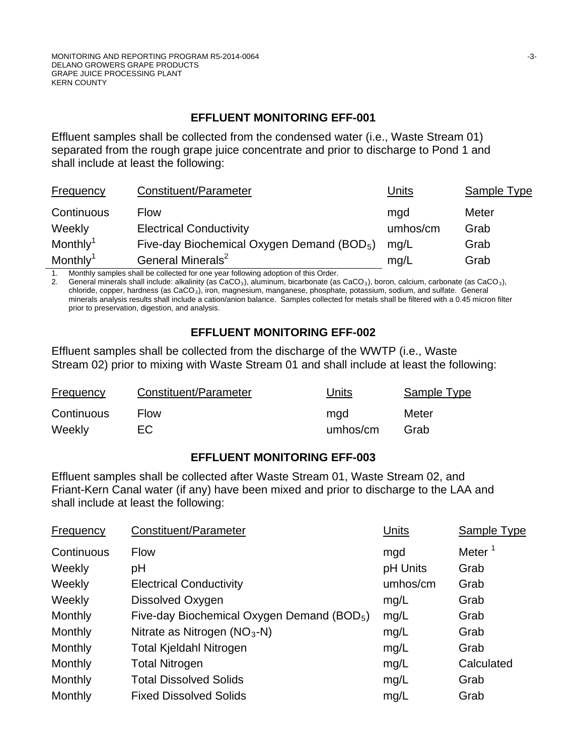## EFFLUENT MONITORING EFF-001

Effluent samples shall be collected from the condensed water (i.e., Waste Stream 01) separated from the rough grape juice concentrate and prior to discharge to Pond 1 and shall include at least the following:

| Frequency | Constituent/Parameter | Units | Sample Type |
|---|---|---|---|
| Continuous | Flow | mgd | Meter |
| Weekly | Electrical Conductivity | umhos/cm | Grab |
| Monthly[1] | Five-day Biochemical Oxygen Demand ($BOD_5$) | mg/L | Grab |
| Monthly[1] | General Minerals[2] | mg/L | Grab |

1. Monthly samples shall be collected for one year following adoption of this Order.
2. General minerals shall include: alkalinity (as $CaCO_3$), aluminum, bicarbonate (as $CaCO_3$), boron, calcium, carbonate (as $CaCO_3$), chloride, copper, hardness (as $CaCO_3$), iron, magnesium, manganese, phosphate, potassium, sodium, and sulfate. General minerals analysis results shall include a cation/anion balance. Samples collected for metals shall be filtered with a 0.45 micron filter prior to preservation, digestion, and analysis.

## EFFLUENT MONITORING EFF-002

Effluent samples shall be collected from the discharge of the WWTP (i.e., Waste Stream 02) prior to mixing with Waste Stream 01 and shall include at least the following:

| Frequency | Constituent/Parameter | Units | Sample Type |
|---|---|---|---|
| Continuous | Flow | mgd | Meter |
| Weekly | EC | umhos/cm | Grab |

## EFFLUENT MONITORING EFF-003

Effluent samples shall be collected after Waste Stream 01, Waste Stream 02, and Friant-Kern Canal water (if any) have been mixed and prior to discharge to the LAA and shall include at least the following:

| Frequency | Constituent/Parameter | Units | Sample Type |
|---|---|---|---|
| Continuous | Flow | mgd | Meter [1] |
| Weekly | pH | pH Units | Grab |
| Weekly | Electrical Conductivity | umhos/cm | Grab |
| Weekly | Dissolved Oxygen | mg/L | Grab |
| Monthly | Five-day Biochemical Oxygen Demand ($BOD_5$) | mg/L | Grab |
| Monthly | Nitrate as Nitrogen ($NO_3$-N) | mg/L | Grab |
| Monthly | Total Kjeldahl Nitrogen | mg/L | Grab |
| Monthly | Total Nitrogen | mg/L | Calculated |
| Monthly | Total Dissolved Solids | mg/L | Grab |
| Monthly | Fixed Dissolved Solids | mg/L | Grab |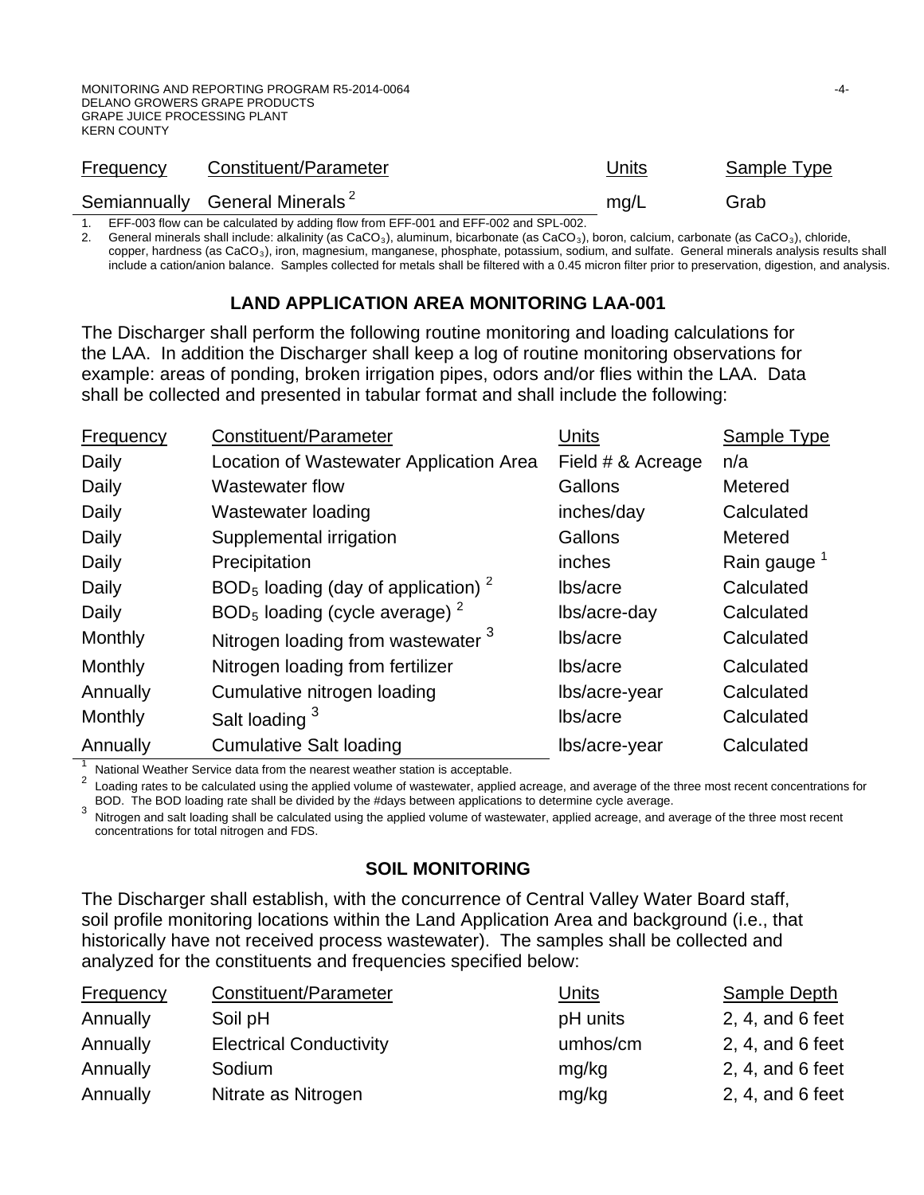| Frequency | Constituent/Parameter | Units | Sample Type |
|---|---|---|---|
| Semiannually | General Minerals [2] | mg/L | Grab |

1. EFF-003 flow can be calculated by adding flow from EFF-001 and EFF-002 and SPL-002.
2. General minerals shall include: alkalinity (as $CaCO_3$), aluminum, bicarbonate (as $CaCO_3$), boron, calcium, carbonate (as $CaCO_3$), chloride, copper, hardness (as $CaCO_3$), iron, magnesium, manganese, phosphate, potassium, sodium, and sulfate. General minerals analysis results shall include a cation/anion balance. Samples collected for metals shall be filtered with a 0.45 micron filter prior to preservation, digestion, and analysis.

## LAND APPLICATION AREA MONITORING LAA-001

The Discharger shall perform the following routine monitoring and loading calculations for the LAA. In addition the Discharger shall keep a log of routine monitoring observations for example: areas of ponding, broken irrigation pipes, odors and/or flies within the LAA. Data shall be collected and presented in tabular format and shall include the following:

| Frequency | Constituent/Parameter | Units | Sample Type |
|---|---|---|---|
| Daily | Location of Wastewater Application Area | Field # & Acreage | n/a |
| Daily | Wastewater flow | Gallons | Metered |
| Daily | Wastewater loading | inches/day | Calculated |
| Daily | Supplemental irrigation | Gallons | Metered |
| Daily | Precipitation | inches | Rain gauge [1] |
| Daily | $BOD_5$ loading (day of application) [2] | lbs/acre | Calculated |
| Daily | $BOD_5$ loading (cycle average) [2] | lbs/acre-day | Calculated |
| Monthly | Nitrogen loading from wastewater [3] | lbs/acre | Calculated |
| Monthly | Nitrogen loading from fertilizer | lbs/acre | Calculated |
| Annually | Cumulative nitrogen loading | lbs/acre-year | Calculated |
| Monthly | Salt loading [3] | lbs/acre | Calculated |
| Annually | Cumulative Salt loading | lbs/acre-year | Calculated |

1. National Weather Service data from the nearest weather station is acceptable.
2. Loading rates to be calculated using the applied volume of wastewater, applied acreage, and average of the three most recent concentrations for BOD. The BOD loading rate shall be divided by the #days between applications to determine cycle average.
3. Nitrogen and salt loading shall be calculated using the applied volume of wastewater, applied acreage, and average of the three most recent concentrations for total nitrogen and FDS.

## SOIL MONITORING

The Discharger shall establish, with the concurrence of Central Valley Water Board staff, soil profile monitoring locations within the Land Application Area and background (i.e., that historically have not received process wastewater). The samples shall be collected and analyzed for the constituents and frequencies specified below:

| Frequency | Constituent/Parameter | Units | Sample Depth |
|---|---|---|---|
| Annually | Soil pH | pH units | 2, 4, and 6 feet |
| Annually | Electrical Conductivity | umhos/cm | 2, 4, and 6 feet |
| Annually | Sodium | mg/kg | 2, 4, and 6 feet |
| Annually | Nitrate as Nitrogen | mg/kg | 2, 4, and 6 feet |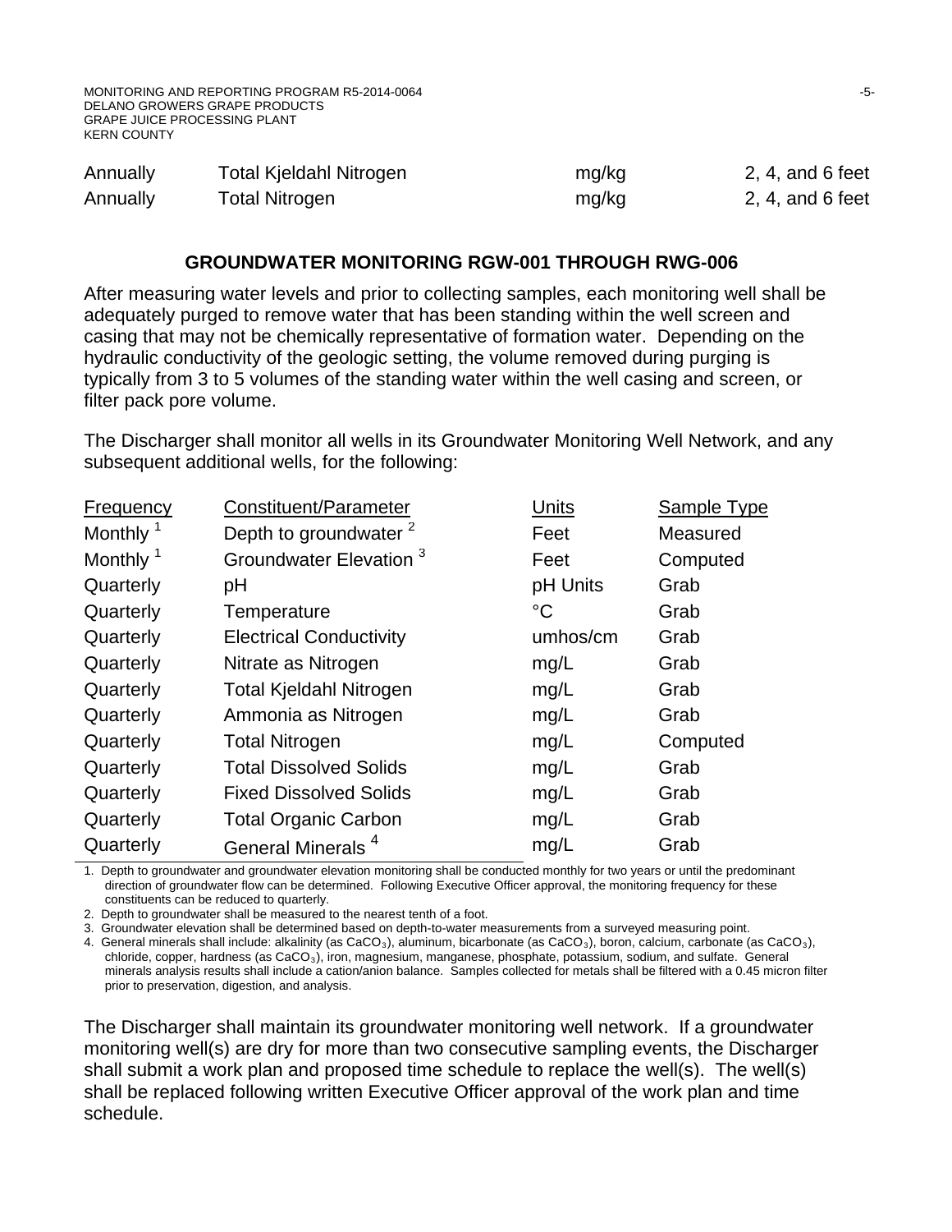| | | | |
|---|---|---|---|
| Annually | Total Kjeldahl Nitrogen | mg/kg | 2, 4, and 6 feet |
| Annually | Total Nitrogen | mg/kg | 2, 4, and 6 feet |

## GROUNDWATER MONITORING RGW-001 THROUGH RWG-006

After measuring water levels and prior to collecting samples, each monitoring well shall be adequately purged to remove water that has been standing within the well screen and casing that may not be chemically representative of formation water. Depending on the hydraulic conductivity of the geologic setting, the volume removed during purging is typically from 3 to 5 volumes of the standing water within the well casing and screen, or filter pack pore volume.

The Discharger shall monitor all wells in its Groundwater Monitoring Well Network, and any subsequent additional wells, for the following:

| Frequency | Constituent/Parameter | Units | Sample Type |
|---|---|---|---|
| Monthly [1] | Depth to groundwater [2] | Feet | Measured |
| Monthly [1] | Groundwater Elevation [3] | Feet | Computed |
| Quarterly | pH | pH Units | Grab |
| Quarterly | Temperature | °C | Grab |
| Quarterly | Electrical Conductivity | umhos/cm | Grab |
| Quarterly | Nitrate as Nitrogen | mg/L | Grab |
| Quarterly | Total Kjeldahl Nitrogen | mg/L | Grab |
| Quarterly | Ammonia as Nitrogen | mg/L | Grab |
| Quarterly | Total Nitrogen | mg/L | Computed |
| Quarterly | Total Dissolved Solids | mg/L | Grab |
| Quarterly | Fixed Dissolved Solids | mg/L | Grab |
| Quarterly | Total Organic Carbon | mg/L | Grab |
| Quarterly | General Minerals [4] | mg/L | Grab |

1. Depth to groundwater and groundwater elevation monitoring shall be conducted monthly for two years or until the predominant direction of groundwater flow can be determined. Following Executive Officer approval, the monitoring frequency for these constituents can be reduced to quarterly.
2. Depth to groundwater shall be measured to the nearest tenth of a foot.
3. Groundwater elevation shall be determined based on depth-to-water measurements from a surveyed measuring point.
4. General minerals shall include: alkalinity (as $CaCO_3$), aluminum, bicarbonate (as $CaCO_3$), boron, calcium, carbonate (as $CaCO_3$), chloride, copper, hardness (as $CaCO_3$), iron, magnesium, manganese, phosphate, potassium, sodium, and sulfate. General minerals analysis results shall include a cation/anion balance. Samples collected for metals shall be filtered with a 0.45 micron filter prior to preservation, digestion, and analysis.

The Discharger shall maintain its groundwater monitoring well network. If a groundwater monitoring well(s) are dry for more than two consecutive sampling events, the Discharger shall submit a work plan and proposed time schedule to replace the well(s). The well(s) shall be replaced following written Executive Officer approval of the work plan and time schedule.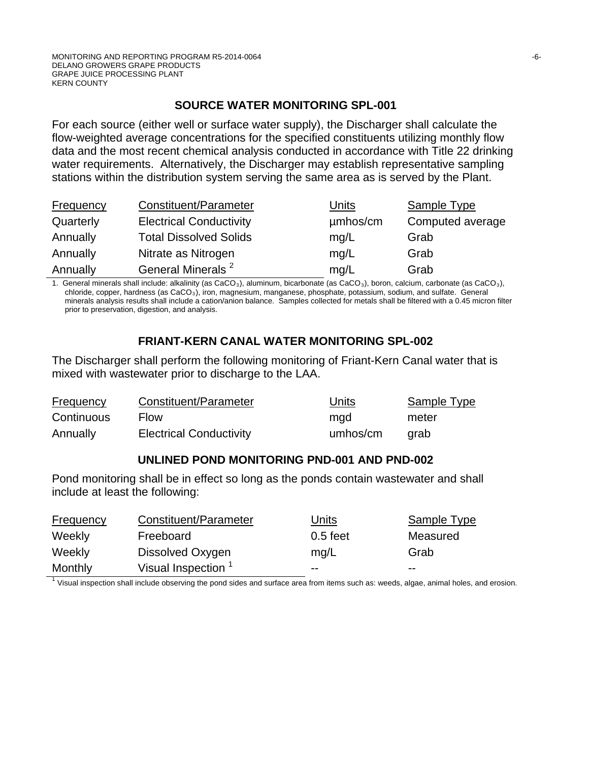## SOURCE WATER MONITORING SPL-001

For each source (either well or surface water supply), the Discharger shall calculate the flow-weighted average concentrations for the specified constituents utilizing monthly flow data and the most recent chemical analysis conducted in accordance with Title 22 drinking water requirements. Alternatively, the Discharger may establish representative sampling stations within the distribution system serving the same area as is served by the Plant.

| Frequency | Constituent/Parameter | Units | Sample Type |
|---|---|---|---|
| Quarterly | Electrical Conductivity | µmhos/cm | Computed average |
| Annually | Total Dissolved Solids | mg/L | Grab |
| Annually | Nitrate as Nitrogen | mg/L | Grab |
| Annually | General Minerals [2] | mg/L | Grab |

1. General minerals shall include: alkalinity (as $CaCO_3$), aluminum, bicarbonate (as $CaCO_3$), boron, calcium, carbonate (as $CaCO_3$), chloride, copper, hardness (as $CaCO_3$), iron, magnesium, manganese, phosphate, potassium, sodium, and sulfate. General minerals analysis results shall include a cation/anion balance. Samples collected for metals shall be filtered with a 0.45 micron filter prior to preservation, digestion, and analysis.

## FRIANT-KERN CANAL WATER MONITORING SPL-002

The Discharger shall perform the following monitoring of Friant-Kern Canal water that is mixed with wastewater prior to discharge to the LAA.

| Frequency | Constituent/Parameter | Units | Sample Type |
|---|---|---|---|
| Continuous | Flow | mgd | meter |
| Annually | Electrical Conductivity | umhos/cm | grab |

## UNLINED POND MONITORING PND-001 AND PND-002

Pond monitoring shall be in effect so long as the ponds contain wastewater and shall include at least the following:

| Frequency | Constituent/Parameter | Units | Sample Type |
|---|---|---|---|
| Weekly | Freeboard | 0.5 feet | Measured |
| Weekly | Dissolved Oxygen | mg/L | Grab |
| Monthly | Visual Inspection [1] | -- | -- |

[1] Visual inspection shall include observing the pond sides and surface area from items such as: weeds, algae, animal holes, and erosion.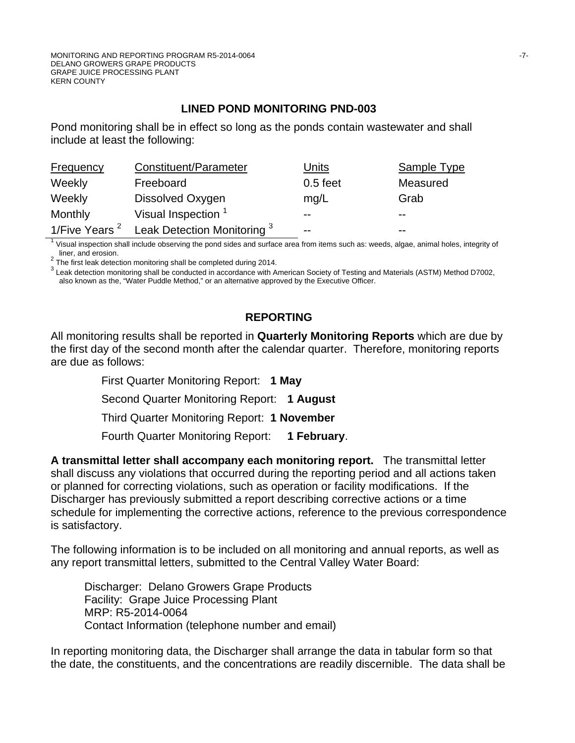## LINED POND MONITORING PND-003

Pond monitoring shall be in effect so long as the ponds contain wastewater and shall include at least the following:

| Frequency | Constituent/Parameter | Units | Sample Type |
|---|---|---|---|
| Weekly | Freeboard | 0.5 feet | Measured |
| Weekly | Dissolved Oxygen | mg/L | Grab |
| Monthly | Visual Inspection [1] | -- | -- |
| 1/Five Years [2] | Leak Detection Monitoring [3] | -- | -- |

[1] Visual inspection shall include observing the pond sides and surface area from items such as: weeds, algae, animal holes, integrity of liner, and erosion.

[2] The first leak detection monitoring shall be completed during 2014.

[3] Leak detection monitoring shall be conducted in accordance with American Society of Testing and Materials (ASTM) Method D7002, also known as the, "Water Puddle Method," or an alternative approved by the Executive Officer.

## REPORTING

All monitoring results shall be reported in **Quarterly Monitoring Reports** which are due by the first day of the second month after the calendar quarter. Therefore, monitoring reports are due as follows:

First Quarter Monitoring Report: **1 May**

Second Quarter Monitoring Report: **1 August**

Third Quarter Monitoring Report: **1 November**

Fourth Quarter Monitoring Report: **1 February**.

**A transmittal letter shall accompany each monitoring report.** The transmittal letter shall discuss any violations that occurred during the reporting period and all actions taken or planned for correcting violations, such as operation or facility modifications. If the Discharger has previously submitted a report describing corrective actions or a time schedule for implementing the corrective actions, reference to the previous correspondence is satisfactory.

The following information is to be included on all monitoring and annual reports, as well as any report transmittal letters, submitted to the Central Valley Water Board:

Discharger: Delano Growers Grape Products
Facility: Grape Juice Processing Plant
MRP: R5-2014-0064
Contact Information (telephone number and email)

In reporting monitoring data, the Discharger shall arrange the data in tabular form so that the date, the constituents, and the concentrations are readily discernible. The data shall be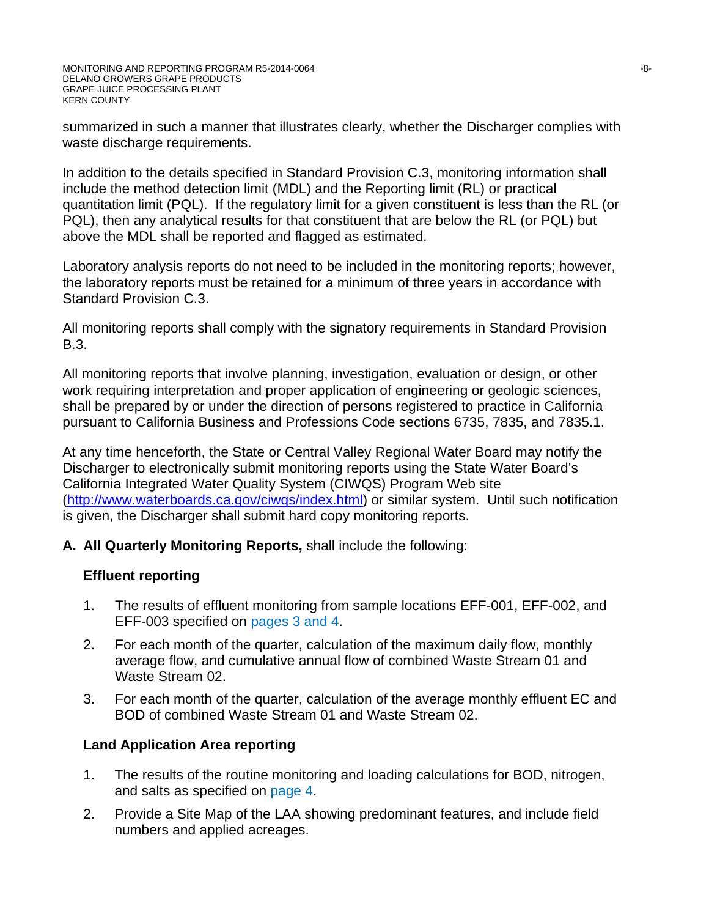summarized in such a manner that illustrates clearly, whether the Discharger complies with waste discharge requirements.

In addition to the details specified in Standard Provision C.3, monitoring information shall include the method detection limit (MDL) and the Reporting limit (RL) or practical quantitation limit (PQL). If the regulatory limit for a given constituent is less than the RL (or PQL), then any analytical results for that constituent that are below the RL (or PQL) but above the MDL shall be reported and flagged as estimated.

Laboratory analysis reports do not need to be included in the monitoring reports; however, the laboratory reports must be retained for a minimum of three years in accordance with Standard Provision C.3.

All monitoring reports shall comply with the signatory requirements in Standard Provision B.3.

All monitoring reports that involve planning, investigation, evaluation or design, or other work requiring interpretation and proper application of engineering or geologic sciences, shall be prepared by or under the direction of persons registered to practice in California pursuant to California Business and Professions Code sections 6735, 7835, and 7835.1.

At any time henceforth, the State or Central Valley Regional Water Board may notify the Discharger to electronically submit monitoring reports using the State Water Board's California Integrated Water Quality System (CIWQS) Program Web site (http://www.waterboards.ca.gov/ciwqs/index.html) or similar system. Until such notification is given, the Discharger shall submit hard copy monitoring reports.

**A. All Quarterly Monitoring Reports,** shall include the following:

**Effluent reporting**

1. The results of effluent monitoring from sample locations EFF-001, EFF-002, and EFF-003 specified on pages 3 and 4.
2. For each month of the quarter, calculation of the maximum daily flow, monthly average flow, and cumulative annual flow of combined Waste Stream 01 and Waste Stream 02.
3. For each month of the quarter, calculation of the average monthly effluent EC and BOD of combined Waste Stream 01 and Waste Stream 02.

**Land Application Area reporting**

1. The results of the routine monitoring and loading calculations for BOD, nitrogen, and salts as specified on page 4.
2. Provide a Site Map of the LAA showing predominant features, and include field numbers and applied acreages.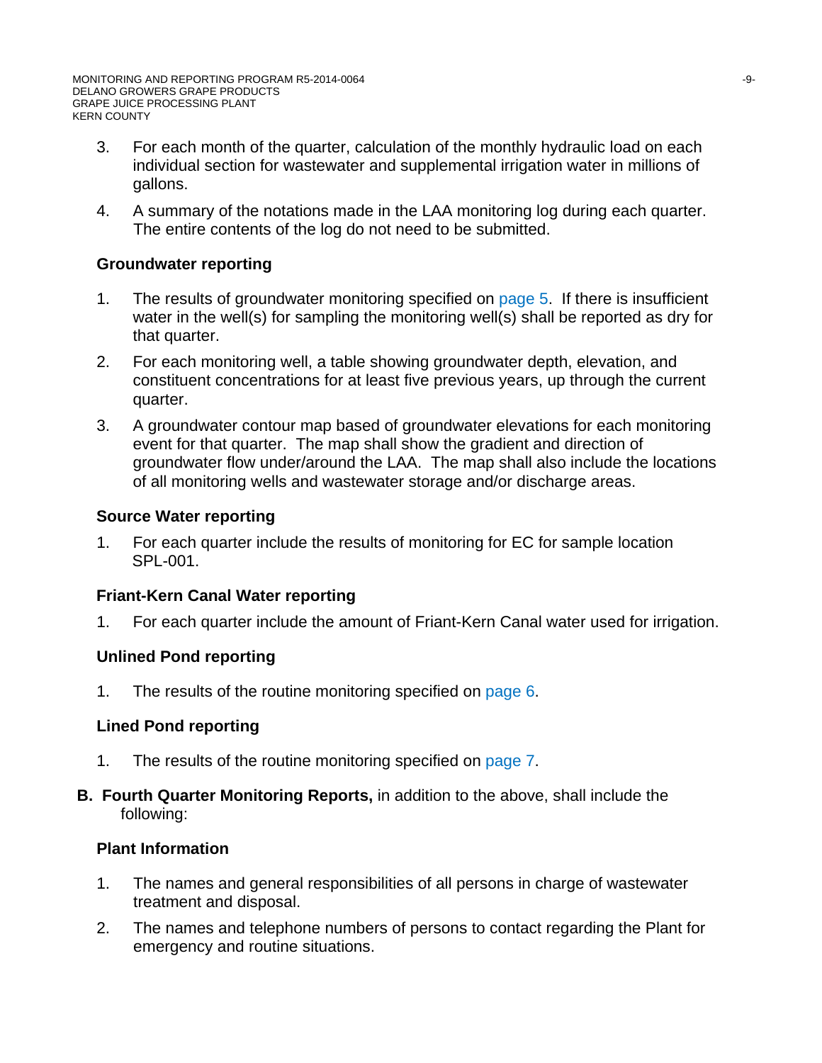3. For each month of the quarter, calculation of the monthly hydraulic load on each individual section for wastewater and supplemental irrigation water in millions of gallons.

4. A summary of the notations made in the LAA monitoring log during each quarter. The entire contents of the log do not need to be submitted.

**Groundwater reporting**

1. The results of groundwater monitoring specified on page 5. If there is insufficient water in the well(s) for sampling the monitoring well(s) shall be reported as dry for that quarter.

2. For each monitoring well, a table showing groundwater depth, elevation, and constituent concentrations for at least five previous years, up through the current quarter.

3. A groundwater contour map based of groundwater elevations for each monitoring event for that quarter. The map shall show the gradient and direction of groundwater flow under/around the LAA. The map shall also include the locations of all monitoring wells and wastewater storage and/or discharge areas.

**Source Water reporting**

1. For each quarter include the results of monitoring for EC for sample location SPL-001.

**Friant-Kern Canal Water reporting**

1. For each quarter include the amount of Friant-Kern Canal water used for irrigation.

**Unlined Pond reporting**

1. The results of the routine monitoring specified on page 6.

**Lined Pond reporting**

1. The results of the routine monitoring specified on page 7.

**B. Fourth Quarter Monitoring Reports,** in addition to the above, shall include the following:

**Plant Information**

1. The names and general responsibilities of all persons in charge of wastewater treatment and disposal.

2. The names and telephone numbers of persons to contact regarding the Plant for emergency and routine situations.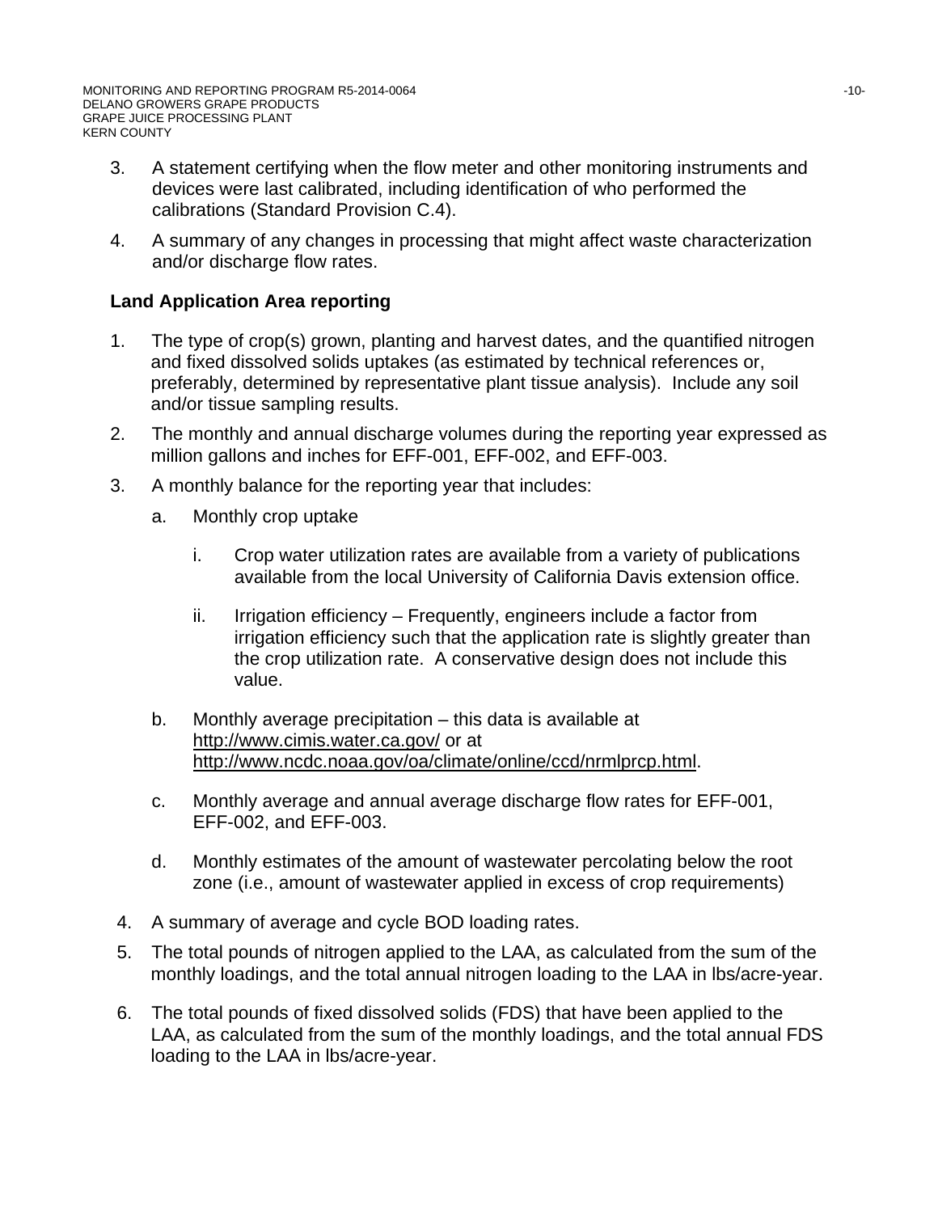3. A statement certifying when the flow meter and other monitoring instruments and devices were last calibrated, including identification of who performed the calibrations (Standard Provision C.4).
4. A summary of any changes in processing that might affect waste characterization and/or discharge flow rates.

**Land Application Area reporting**

1. The type of crop(s) grown, planting and harvest dates, and the quantified nitrogen and fixed dissolved solids uptakes (as estimated by technical references or, preferably, determined by representative plant tissue analysis). Include any soil and/or tissue sampling results.
2. The monthly and annual discharge volumes during the reporting year expressed as million gallons and inches for EFF-001, EFF-002, and EFF-003.
3. A monthly balance for the reporting year that includes:
   a. Monthly crop uptake
      i. Crop water utilization rates are available from a variety of publications available from the local University of California Davis extension office.
      ii. Irrigation efficiency – Frequently, engineers include a factor from irrigation efficiency such that the application rate is slightly greater than the crop utilization rate. A conservative design does not include this value.
   b. Monthly average precipitation – this data is available at http://www.cimis.water.ca.gov/ or at http://www.ncdc.noaa.gov/oa/climate/online/ccd/nrmlprcp.html.
   c. Monthly average and annual average discharge flow rates for EFF-001, EFF-002, and EFF-003.
   d. Monthly estimates of the amount of wastewater percolating below the root zone (i.e., amount of wastewater applied in excess of crop requirements)
4. A summary of average and cycle BOD loading rates.
5. The total pounds of nitrogen applied to the LAA, as calculated from the sum of the monthly loadings, and the total annual nitrogen loading to the LAA in lbs/acre-year.
6. The total pounds of fixed dissolved solids (FDS) that have been applied to the LAA, as calculated from the sum of the monthly loadings, and the total annual FDS loading to the LAA in lbs/acre-year.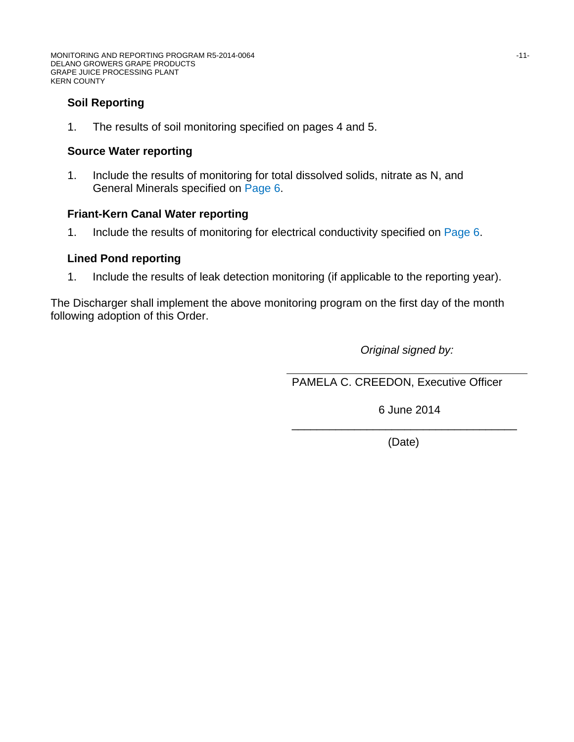### Soil Reporting

1. The results of soil monitoring specified on pages 4 and 5.

### Source Water reporting

1. Include the results of monitoring for total dissolved solids, nitrate as N, and General Minerals specified on Page 6.

### Friant-Kern Canal Water reporting

1. Include the results of monitoring for electrical conductivity specified on Page 6.

### Lined Pond reporting

1. Include the results of leak detection monitoring (if applicable to the reporting year).

The Discharger shall implement the above monitoring program on the first day of the month following adoption of this Order.

*Original signed by:*

PAMELA C. CREEDON, Executive Officer

6 June 2014

(Date)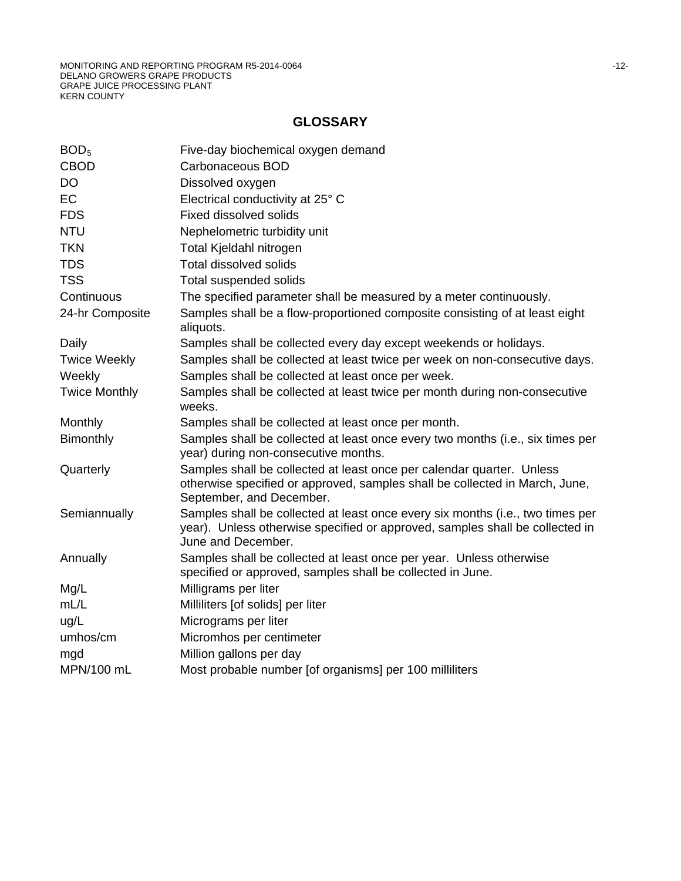## GLOSSARY

| | |
|---|---|
| $BOD_5$ | Five-day biochemical oxygen demand |
| CBOD | Carbonaceous BOD |
| DO | Dissolved oxygen |
| EC | Electrical conductivity at 25° C |
| FDS | Fixed dissolved solids |
| NTU | Nephelometric turbidity unit |
| TKN | Total Kjeldahl nitrogen |
| TDS | Total dissolved solids |
| TSS | Total suspended solids |
| Continuous | The specified parameter shall be measured by a meter continuously. |
| 24-hr Composite | Samples shall be a flow-proportioned composite consisting of at least eight aliquots. |
| Daily | Samples shall be collected every day except weekends or holidays. |
| Twice Weekly | Samples shall be collected at least twice per week on non-consecutive days. |
| Weekly | Samples shall be collected at least once per week. |
| Twice Monthly | Samples shall be collected at least twice per month during non-consecutive weeks. |
| Monthly | Samples shall be collected at least once per month. |
| Bimonthly | Samples shall be collected at least once every two months (i.e., six times per year) during non-consecutive months. |
| Quarterly | Samples shall be collected at least once per calendar quarter. Unless otherwise specified or approved, samples shall be collected in March, June, September, and December. |
| Semiannually | Samples shall be collected at least once every six months (i.e., two times per year). Unless otherwise specified or approved, samples shall be collected in June and December. |
| Annually | Samples shall be collected at least once per year. Unless otherwise specified or approved, samples shall be collected in June. |
| Mg/L | Milligrams per liter |
| mL/L | Milliliters [of solids] per liter |
| ug/L | Micrograms per liter |
| umhos/cm | Micromhos per centimeter |
| mgd | Million gallons per day |
| MPN/100 mL | Most probable number [of organisms] per 100 milliliters |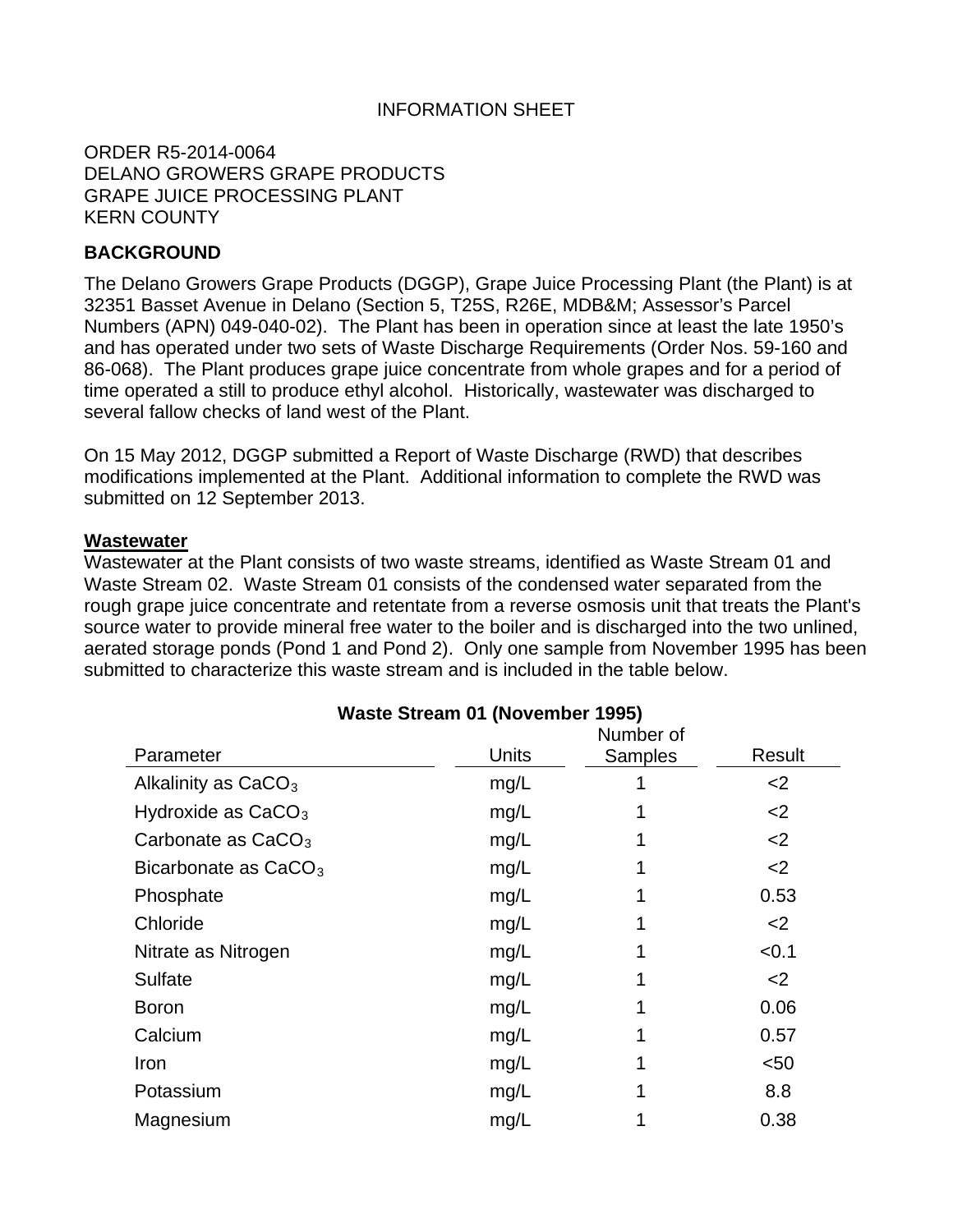INFORMATION SHEET

ORDER R5-2014-0064
DELANO GROWERS GRAPE PRODUCTS
GRAPE JUICE PROCESSING PLANT
KERN COUNTY

## BACKGROUND

The Delano Growers Grape Products (DGGP), Grape Juice Processing Plant (the Plant) is at 32351 Basset Avenue in Delano (Section 5, T25S, R26E, MDB&M; Assessor's Parcel Numbers (APN) 049-040-02). The Plant has been in operation since at least the late 1950's and has operated under two sets of Waste Discharge Requirements (Order Nos. 59-160 and 86-068). The Plant produces grape juice concentrate from whole grapes and for a period of time operated a still to produce ethyl alcohol. Historically, wastewater was discharged to several fallow checks of land west of the Plant.

On 15 May 2012, DGGP submitted a Report of Waste Discharge (RWD) that describes modifications implemented at the Plant. Additional information to complete the RWD was submitted on 12 September 2013.

### Wastewater

Wastewater at the Plant consists of two waste streams, identified as Waste Stream 01 and Waste Stream 02. Waste Stream 01 consists of the condensed water separated from the rough grape juice concentrate and retentate from a reverse osmosis unit that treats the Plant's source water to provide mineral free water to the boiler and is discharged into the two unlined, aerated storage ponds (Pond 1 and Pond 2). Only one sample from November 1995 has been submitted to characterize this waste stream and is included in the table below.

**Waste Stream 01 (November 1995)**

| Parameter | Units | Number of Samples | Result |
|---|---|---|---|
| Alkalinity as $CaCO_3$ | mg/L | 1 | <2 |
| Hydroxide as $CaCO_3$ | mg/L | 1 | <2 |
| Carbonate as $CaCO_3$ | mg/L | 1 | <2 |
| Bicarbonate as $CaCO_3$ | mg/L | 1 | <2 |
| Phosphate | mg/L | 1 | 0.53 |
| Chloride | mg/L | 1 | <2 |
| Nitrate as Nitrogen | mg/L | 1 | <0.1 |
| Sulfate | mg/L | 1 | <2 |
| Boron | mg/L | 1 | 0.06 |
| Calcium | mg/L | 1 | 0.57 |
| Iron | mg/L | 1 | <50 |
| Potassium | mg/L | 1 | 8.8 |
| Magnesium | mg/L | 1 | 0.38 |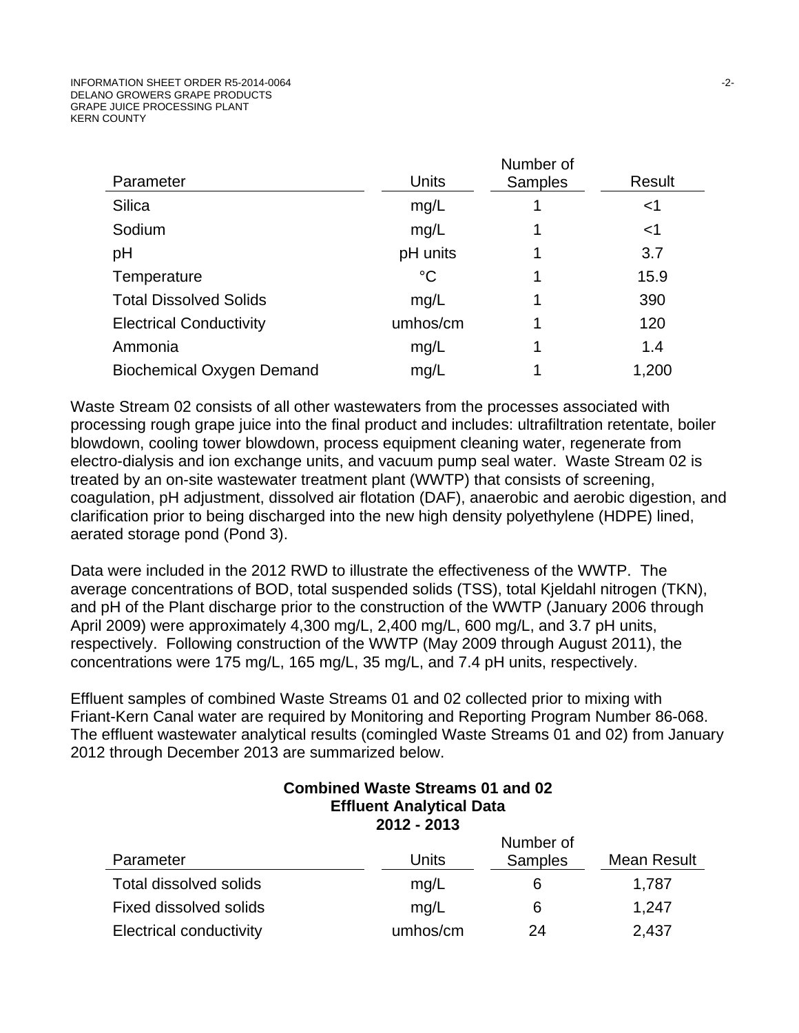| Parameter | Units | Number of Samples | Result |
|---|---|---|---|
| Silica | mg/L | 1 | <1 |
| Sodium | mg/L | 1 | <1 |
| pH | pH units | 1 | 3.7 |
| Temperature | °C | 1 | 15.9 |
| Total Dissolved Solids | mg/L | 1 | 390 |
| Electrical Conductivity | umhos/cm | 1 | 120 |
| Ammonia | mg/L | 1 | 1.4 |
| Biochemical Oxygen Demand | mg/L | 1 | 1,200 |

Waste Stream 02 consists of all other wastewaters from the processes associated with processing rough grape juice into the final product and includes: ultrafiltration retentate, boiler blowdown, cooling tower blowdown, process equipment cleaning water, regenerate from electro-dialysis and ion exchange units, and vacuum pump seal water. Waste Stream 02 is treated by an on-site wastewater treatment plant (WWTP) that consists of screening, coagulation, pH adjustment, dissolved air flotation (DAF), anaerobic and aerobic digestion, and clarification prior to being discharged into the new high density polyethylene (HDPE) lined, aerated storage pond (Pond 3).

Data were included in the 2012 RWD to illustrate the effectiveness of the WWTP. The average concentrations of BOD, total suspended solids (TSS), total Kjeldahl nitrogen (TKN), and pH of the Plant discharge prior to the construction of the WWTP (January 2006 through April 2009) were approximately 4,300 mg/L, 2,400 mg/L, 600 mg/L, and 3.7 pH units, respectively. Following construction of the WWTP (May 2009 through August 2011), the concentrations were 175 mg/L, 165 mg/L, 35 mg/L, and 7.4 pH units, respectively.

Effluent samples of combined Waste Streams 01 and 02 collected prior to mixing with Friant-Kern Canal water are required by Monitoring and Reporting Program Number 86-068. The effluent wastewater analytical results (comingled Waste Streams 01 and 02) from January 2012 through December 2013 are summarized below.

**Combined Waste Streams 01 and 02**
**Effluent Analytical Data**
**2012 - 2013**

| Parameter | Units | Number of Samples | Mean Result |
|---|---|---|---|
| Total dissolved solids | mg/L | 6 | 1,787 |
| Fixed dissolved solids | mg/L | 6 | 1,247 |
| Electrical conductivity | umhos/cm | 24 | 2,437 |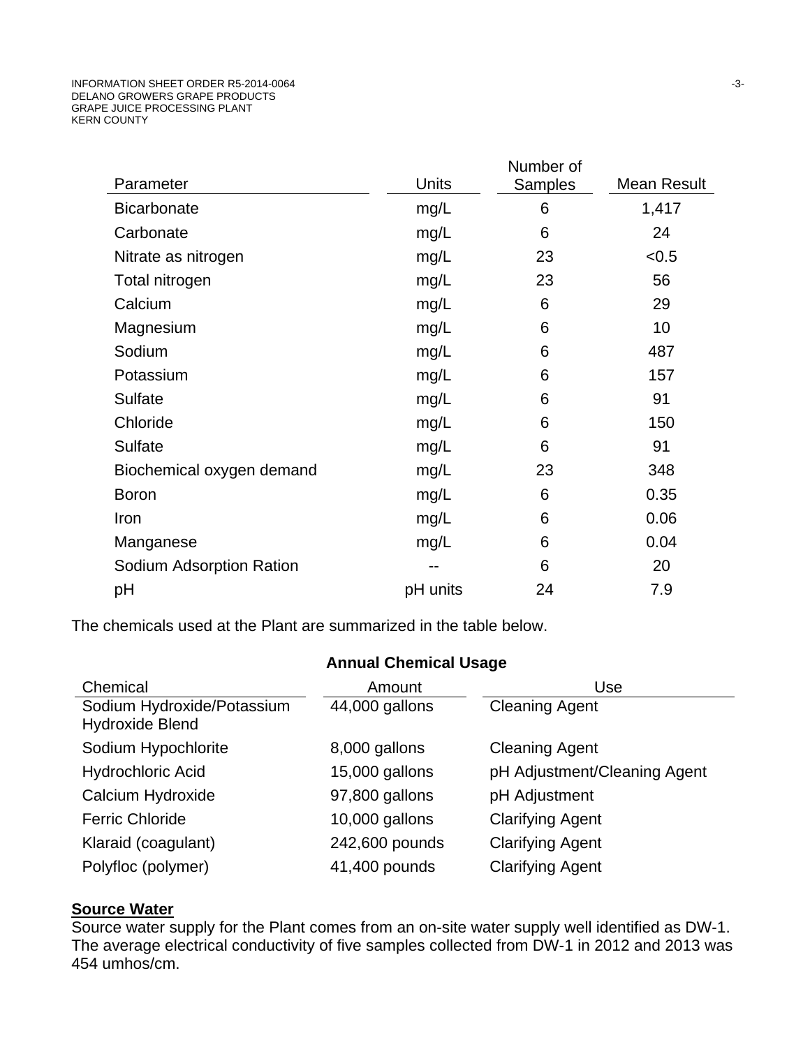| Parameter | Units | Number of Samples | Mean Result |
|---|---|---|---|
| Bicarbonate | mg/L | 6 | 1,417 |
| Carbonate | mg/L | 6 | 24 |
| Nitrate as nitrogen | mg/L | 23 | <0.5 |
| Total nitrogen | mg/L | 23 | 56 |
| Calcium | mg/L | 6 | 29 |
| Magnesium | mg/L | 6 | 10 |
| Sodium | mg/L | 6 | 487 |
| Potassium | mg/L | 6 | 157 |
| Sulfate | mg/L | 6 | 91 |
| Chloride | mg/L | 6 | 150 |
| Sulfate | mg/L | 6 | 91 |
| Biochemical oxygen demand | mg/L | 23 | 348 |
| Boron | mg/L | 6 | 0.35 |
| Iron | mg/L | 6 | 0.06 |
| Manganese | mg/L | 6 | 0.04 |
| Sodium Adsorption Ration | -- | 6 | 20 |
| pH | pH units | 24 | 7.9 |

The chemicals used at the Plant are summarized in the table below.

**Annual Chemical Usage**

| Chemical | Amount | Use |
|---|---|---|
| Sodium Hydroxide/Potassium Hydroxide Blend | 44,000 gallons | Cleaning Agent |
| Sodium Hypochlorite | 8,000 gallons | Cleaning Agent |
| Hydrochloric Acid | 15,000 gallons | pH Adjustment/Cleaning Agent |
| Calcium Hydroxide | 97,800 gallons | pH Adjustment |
| Ferric Chloride | 10,000 gallons | Clarifying Agent |
| Klaraid (coagulant) | 242,600 pounds | Clarifying Agent |
| Polyfloc (polymer) | 41,400 pounds | Clarifying Agent |

**Source Water**

Source water supply for the Plant comes from an on-site water supply well identified as DW-1. The average electrical conductivity of five samples collected from DW-1 in 2012 and 2013 was 454 umhos/cm.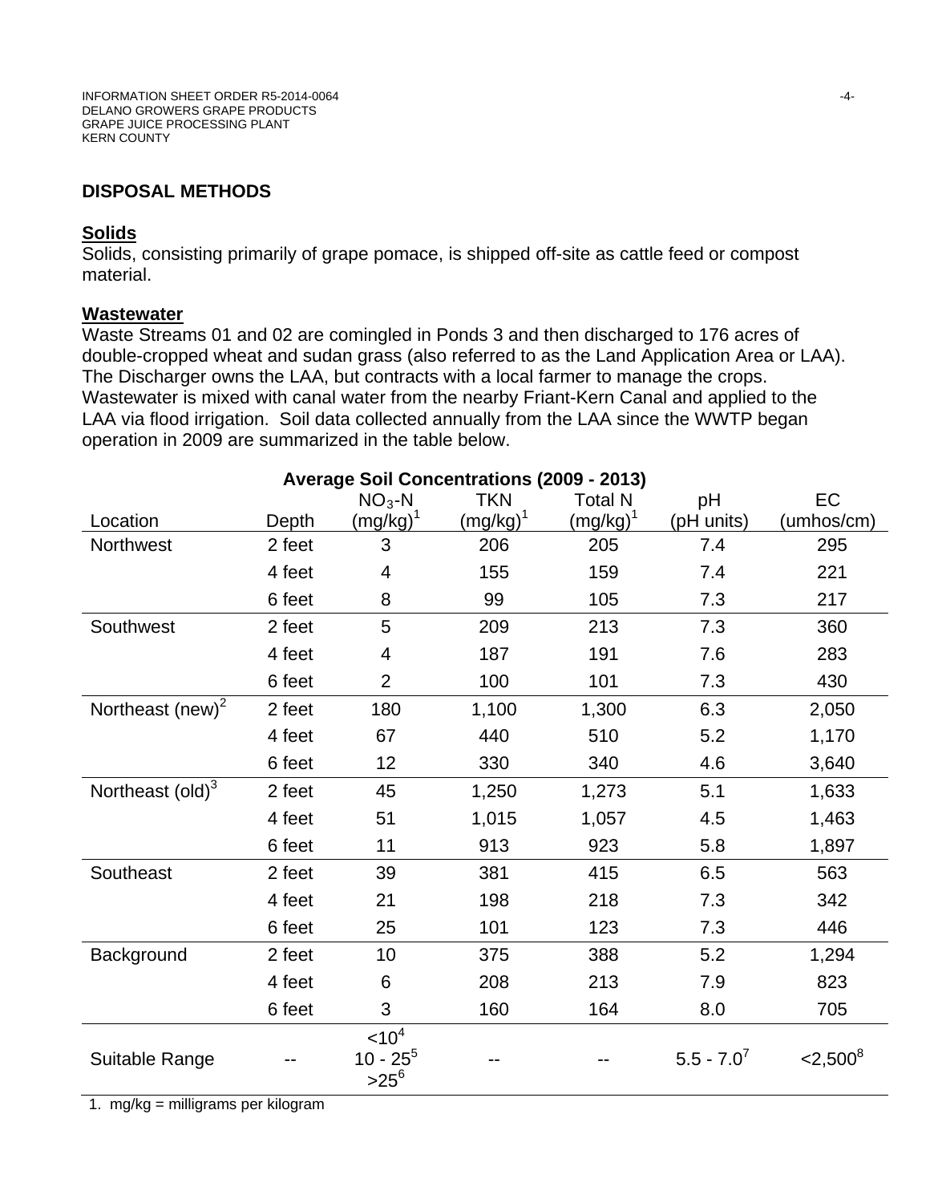## DISPOSAL METHODS

### Solids

Solids, consisting primarily of grape pomace, is shipped off-site as cattle feed or compost material.

### Wastewater

Waste Streams 01 and 02 are comingled in Ponds 3 and then discharged to 176 acres of double-cropped wheat and sudan grass (also referred to as the Land Application Area or LAA). The Discharger owns the LAA, but contracts with a local farmer to manage the crops. Wastewater is mixed with canal water from the nearby Friant-Kern Canal and applied to the LAA via flood irrigation. Soil data collected annually from the LAA since the WWTP began operation in 2009 are summarized in the table below.

**Average Soil Concentrations (2009 - 2013)**

| Location | Depth | $NO_3$-N (mg/kg)[1] | TKN (mg/kg)[1] | Total N (mg/kg)[1] | pH (pH units) | EC (umhos/cm) |
|---|---|---|---|---|---|---|
| Northwest | 2 feet | 3 | 206 | 205 | 7.4 | 295 |
| | 4 feet | 4 | 155 | 159 | 7.4 | 221 |
| | 6 feet | 8 | 99 | 105 | 7.3 | 217 |
| Southwest | 2 feet | 5 | 209 | 213 | 7.3 | 360 |
| | 4 feet | 4 | 187 | 191 | 7.6 | 283 |
| | 6 feet | 2 | 100 | 101 | 7.3 | 430 |
| Northeast (new)[2] | 2 feet | 180 | 1,100 | 1,300 | 6.3 | 2,050 |
| | 4 feet | 67 | 440 | 510 | 5.2 | 1,170 |
| | 6 feet | 12 | 330 | 340 | 4.6 | 3,640 |
| Northeast (old)[3] | 2 feet | 45 | 1,250 | 1,273 | 5.1 | 1,633 |
| | 4 feet | 51 | 1,015 | 1,057 | 4.5 | 1,463 |
| | 6 feet | 11 | 913 | 923 | 5.8 | 1,897 |
| Southeast | 2 feet | 39 | 381 | 415 | 6.5 | 563 |
| | 4 feet | 21 | 198 | 218 | 7.3 | 342 |
| | 6 feet | 25 | 101 | 123 | 7.3 | 446 |
| Background | 2 feet | 10 | 375 | 388 | 5.2 | 1,294 |
| | 4 feet | 6 | 208 | 213 | 7.9 | 823 |
| | 6 feet | 3 | 160 | 164 | 8.0 | 705 |
| Suitable Range | -- | <10[4] 10 - 25[5] >25[6] | -- | -- | 5.5 - 7.0[7] | <2,500[8] |

1. mg/kg = milligrams per kilogram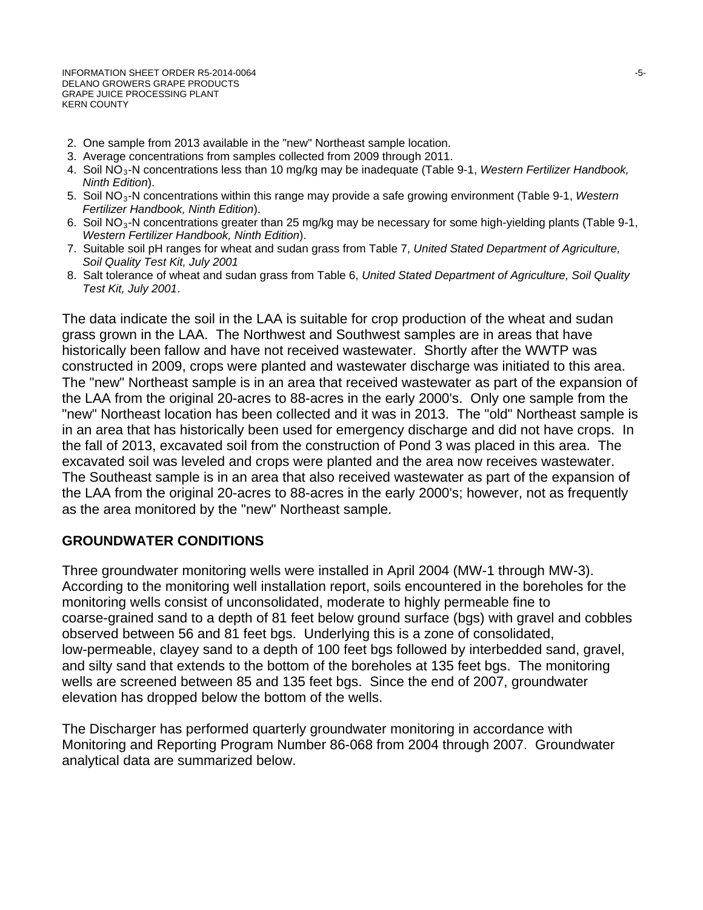2. One sample from 2013 available in the "new" Northeast sample location.
3. Average concentrations from samples collected from 2009 through 2011.
4. Soil $NO_3$-N concentrations less than 10 mg/kg may be inadequate (Table 9-1, *Western Fertilizer Handbook, Ninth Edition*).
5. Soil $NO_3$-N concentrations within this range may provide a safe growing environment (Table 9-1, *Western Fertilizer Handbook, Ninth Edition*).
6. Soil $NO_3$-N concentrations greater than 25 mg/kg may be necessary for some high-yielding plants (Table 9-1, *Western Fertilizer Handbook, Ninth Edition*).
7. Suitable soil pH ranges for wheat and sudan grass from Table 7, *United Stated Department of Agriculture, Soil Quality Test Kit, July 2001*
8. Salt tolerance of wheat and sudan grass from Table 6, *United Stated Department of Agriculture, Soil Quality Test Kit, July 2001*.

The data indicate the soil in the LAA is suitable for crop production of the wheat and sudan grass grown in the LAA. The Northwest and Southwest samples are in areas that have historically been fallow and have not received wastewater. Shortly after the WWTP was constructed in 2009, crops were planted and wastewater discharge was initiated to this area. The "new" Northeast sample is in an area that received wastewater as part of the expansion of the LAA from the original 20-acres to 88-acres in the early 2000's. Only one sample from the "new" Northeast location has been collected and it was in 2013. The "old" Northeast sample is in an area that has historically been used for emergency discharge and did not have crops. In the fall of 2013, excavated soil from the construction of Pond 3 was placed in this area. The excavated soil was leveled and crops were planted and the area now receives wastewater. The Southeast sample is in an area that also received wastewater as part of the expansion of the LAA from the original 20-acres to 88-acres in the early 2000's; however, not as frequently as the area monitored by the "new" Northeast sample.

## GROUNDWATER CONDITIONS

Three groundwater monitoring wells were installed in April 2004 (MW-1 through MW-3). According to the monitoring well installation report, soils encountered in the boreholes for the monitoring wells consist of unconsolidated, moderate to highly permeable fine to coarse-grained sand to a depth of 81 feet below ground surface (bgs) with gravel and cobbles observed between 56 and 81 feet bgs. Underlying this is a zone of consolidated, low-permeable, clayey sand to a depth of 100 feet bgs followed by interbedded sand, gravel, and silty sand that extends to the bottom of the boreholes at 135 feet bgs. The monitoring wells are screened between 85 and 135 feet bgs. Since the end of 2007, groundwater elevation has dropped below the bottom of the wells.

The Discharger has performed quarterly groundwater monitoring in accordance with Monitoring and Reporting Program Number 86-068 from 2004 through 2007. Groundwater analytical data are summarized below.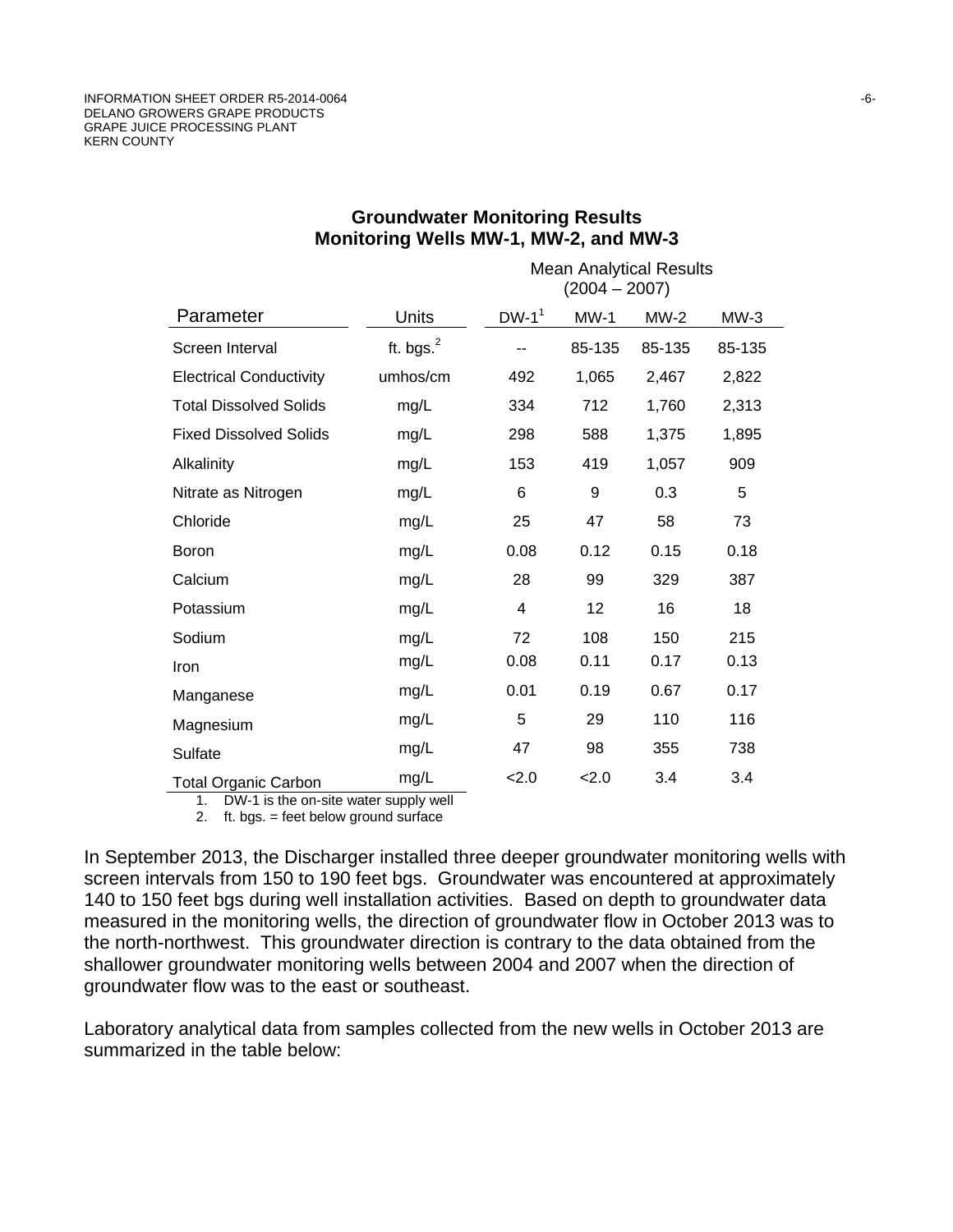**Groundwater Monitoring Results**
**Monitoring Wells MW-1, MW-2, and MW-3**

| Parameter | Units | Mean Analytical Results (2004 – 2007) | | | |
|---|---|---|---|---|---|
| | | DW-1[1] | MW-1 | MW-2 | MW-3 |
| Screen Interval | ft. bgs.[2] | -- | 85-135 | 85-135 | 85-135 |
| Electrical Conductivity | umhos/cm | 492 | 1,065 | 2,467 | 2,822 |
| Total Dissolved Solids | mg/L | 334 | 712 | 1,760 | 2,313 |
| Fixed Dissolved Solids | mg/L | 298 | 588 | 1,375 | 1,895 |
| Alkalinity | mg/L | 153 | 419 | 1,057 | 909 |
| Nitrate as Nitrogen | mg/L | 6 | 9 | 0.3 | 5 |
| Chloride | mg/L | 25 | 47 | 58 | 73 |
| Boron | mg/L | 0.08 | 0.12 | 0.15 | 0.18 |
| Calcium | mg/L | 28 | 99 | 329 | 387 |
| Potassium | mg/L | 4 | 12 | 16 | 18 |
| Sodium | mg/L | 72 | 108 | 150 | 215 |
| Iron | mg/L | 0.08 | 0.11 | 0.17 | 0.13 |
| Manganese | mg/L | 0.01 | 0.19 | 0.67 | 0.17 |
| Magnesium | mg/L | 5 | 29 | 110 | 116 |
| Sulfate | mg/L | 47 | 98 | 355 | 738 |
| Total Organic Carbon | mg/L | <2.0 | <2.0 | 3.4 | 3.4 |

1. DW-1 is the on-site water supply well
2. ft. bgs. = feet below ground surface

In September 2013, the Discharger installed three deeper groundwater monitoring wells with screen intervals from 150 to 190 feet bgs. Groundwater was encountered at approximately 140 to 150 feet bgs during well installation activities. Based on depth to groundwater data measured in the monitoring wells, the direction of groundwater flow in October 2013 was to the north-northwest. This groundwater direction is contrary to the data obtained from the shallower groundwater monitoring wells between 2004 and 2007 when the direction of groundwater flow was to the east or southeast.

Laboratory analytical data from samples collected from the new wells in October 2013 are summarized in the table below: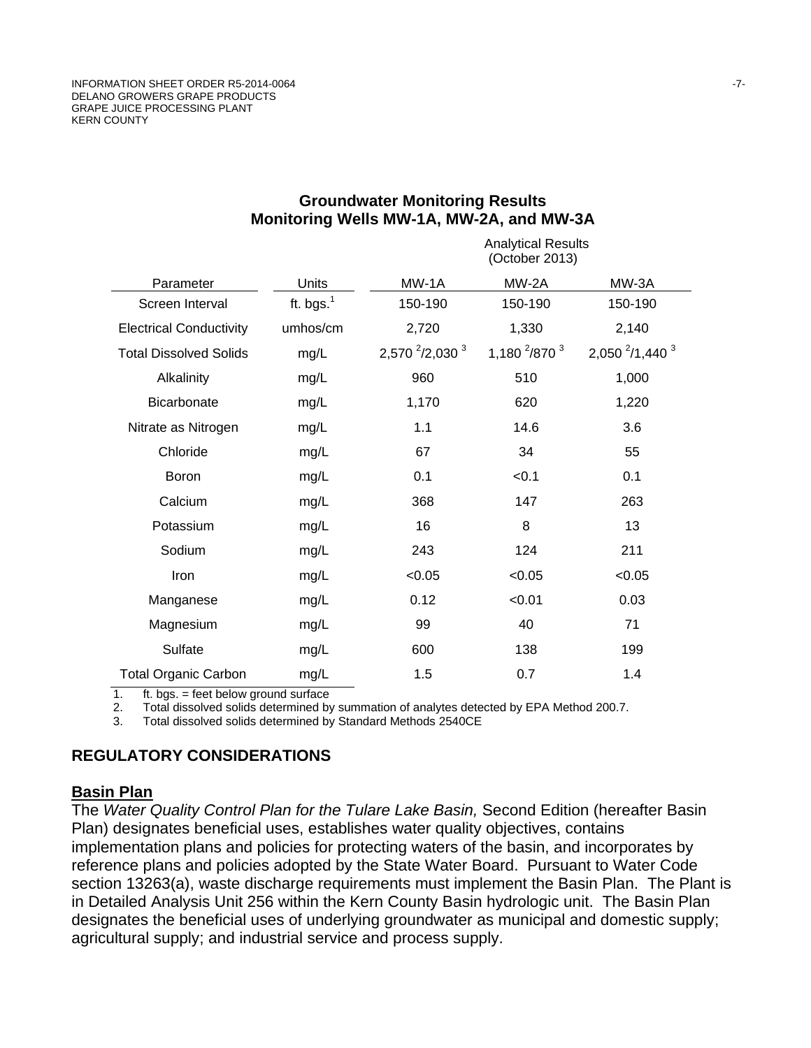**Groundwater Monitoring Results**
**Monitoring Wells MW-1A, MW-2A, and MW-3A**

| Parameter | Units | Analytical Results (October 2013) MW-1A | MW-2A | MW-3A |
|---|---|---|---|---|
| Screen Interval | ft. bgs.[1] | 150-190 | 150-190 | 150-190 |
| Electrical Conductivity | umhos/cm | 2,720 | 1,330 | 2,140 |
| Total Dissolved Solids | mg/L | 2,570 [2]/2,030 [3] | 1,180 [2]/870 [3] | 2,050 [2]/1,440 [3] |
| Alkalinity | mg/L | 960 | 510 | 1,000 |
| Bicarbonate | mg/L | 1,170 | 620 | 1,220 |
| Nitrate as Nitrogen | mg/L | 1.1 | 14.6 | 3.6 |
| Chloride | mg/L | 67 | 34 | 55 |
| Boron | mg/L | 0.1 | <0.1 | 0.1 |
| Calcium | mg/L | 368 | 147 | 263 |
| Potassium | mg/L | 16 | 8 | 13 |
| Sodium | mg/L | 243 | 124 | 211 |
| Iron | mg/L | <0.05 | <0.05 | <0.05 |
| Manganese | mg/L | 0.12 | <0.01 | 0.03 |
| Magnesium | mg/L | 99 | 40 | 71 |
| Sulfate | mg/L | 600 | 138 | 199 |
| Total Organic Carbon | mg/L | 1.5 | 0.7 | 1.4 |

1. ft. bgs. = feet below ground surface
2. Total dissolved solids determined by summation of analytes detected by EPA Method 200.7.
3. Total dissolved solids determined by Standard Methods 2540CE

## REGULATORY CONSIDERATIONS

### Basin Plan

The *Water Quality Control Plan for the Tulare Lake Basin,* Second Edition (hereafter Basin Plan) designates beneficial uses, establishes water quality objectives, contains implementation plans and policies for protecting waters of the basin, and incorporates by reference plans and policies adopted by the State Water Board. Pursuant to Water Code section 13263(a), waste discharge requirements must implement the Basin Plan. The Plant is in Detailed Analysis Unit 256 within the Kern County Basin hydrologic unit. The Basin Plan designates the beneficial uses of underlying groundwater as municipal and domestic supply; agricultural supply; and industrial service and process supply.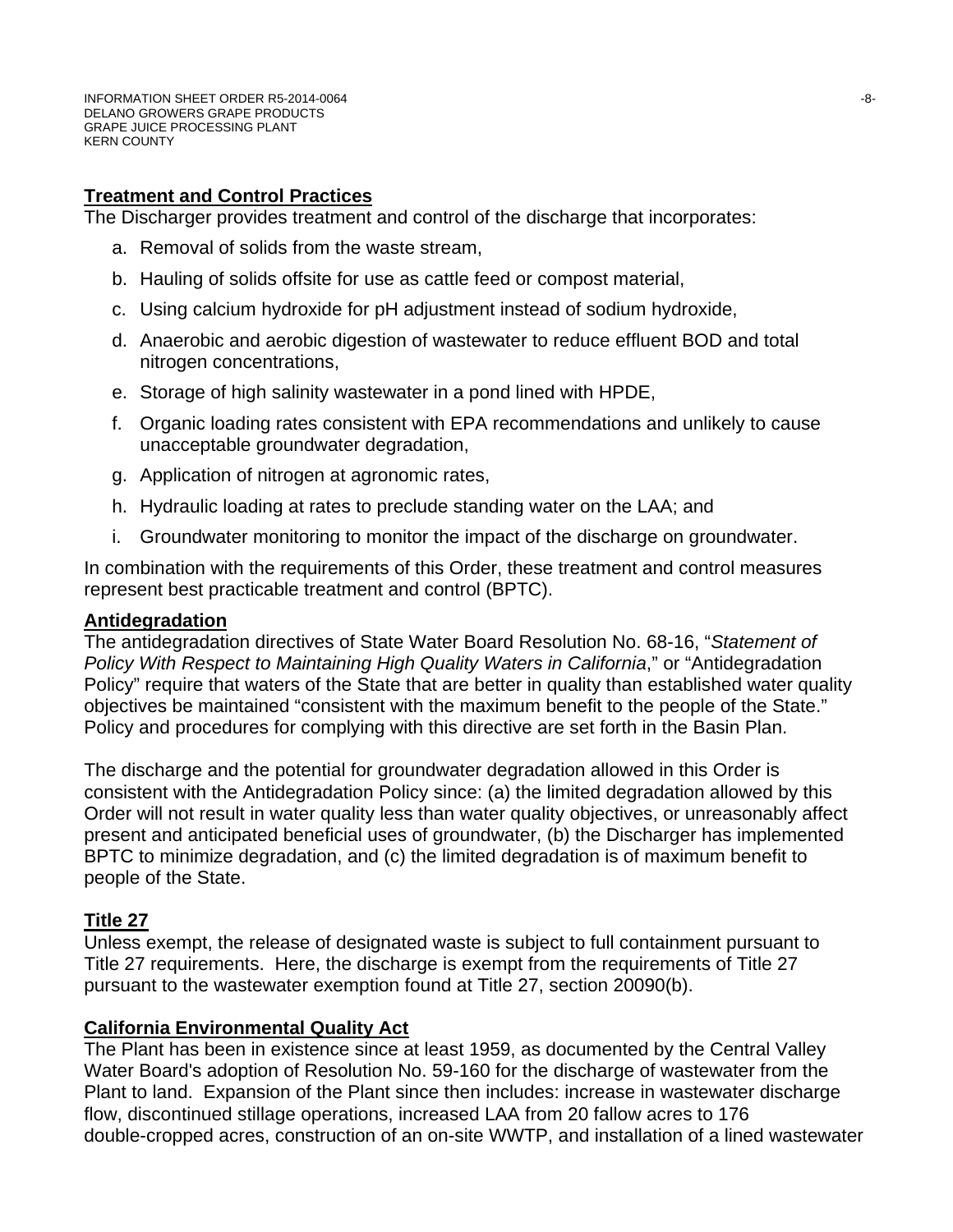**Treatment and Control Practices**

The Discharger provides treatment and control of the discharge that incorporates:

a. Removal of solids from the waste stream,

b. Hauling of solids offsite for use as cattle feed or compost material,

c. Using calcium hydroxide for pH adjustment instead of sodium hydroxide,

d. Anaerobic and aerobic digestion of wastewater to reduce effluent BOD and total nitrogen concentrations,

e. Storage of high salinity wastewater in a pond lined with HPDE,

f. Organic loading rates consistent with EPA recommendations and unlikely to cause unacceptable groundwater degradation,

g. Application of nitrogen at agronomic rates,

h. Hydraulic loading at rates to preclude standing water on the LAA; and

i. Groundwater monitoring to monitor the impact of the discharge on groundwater.

In combination with the requirements of this Order, these treatment and control measures represent best practicable treatment and control (BPTC).

**Antidegradation**

The antidegradation directives of State Water Board Resolution No. 68-16, "*Statement of Policy With Respect to Maintaining High Quality Waters in California*," or "Antidegradation Policy" require that waters of the State that are better in quality than established water quality objectives be maintained "consistent with the maximum benefit to the people of the State." Policy and procedures for complying with this directive are set forth in the Basin Plan.

The discharge and the potential for groundwater degradation allowed in this Order is consistent with the Antidegradation Policy since: (a) the limited degradation allowed by this Order will not result in water quality less than water quality objectives, or unreasonably affect present and anticipated beneficial uses of groundwater, (b) the Discharger has implemented BPTC to minimize degradation, and (c) the limited degradation is of maximum benefit to people of the State.

**Title 27**

Unless exempt, the release of designated waste is subject to full containment pursuant to Title 27 requirements. Here, the discharge is exempt from the requirements of Title 27 pursuant to the wastewater exemption found at Title 27, section 20090(b).

**California Environmental Quality Act**

The Plant has been in existence since at least 1959, as documented by the Central Valley Water Board's adoption of Resolution No. 59-160 for the discharge of wastewater from the Plant to land. Expansion of the Plant since then includes: increase in wastewater discharge flow, discontinued stillage operations, increased LAA from 20 fallow acres to 176 double-cropped acres, construction of an on-site WWTP, and installation of a lined wastewater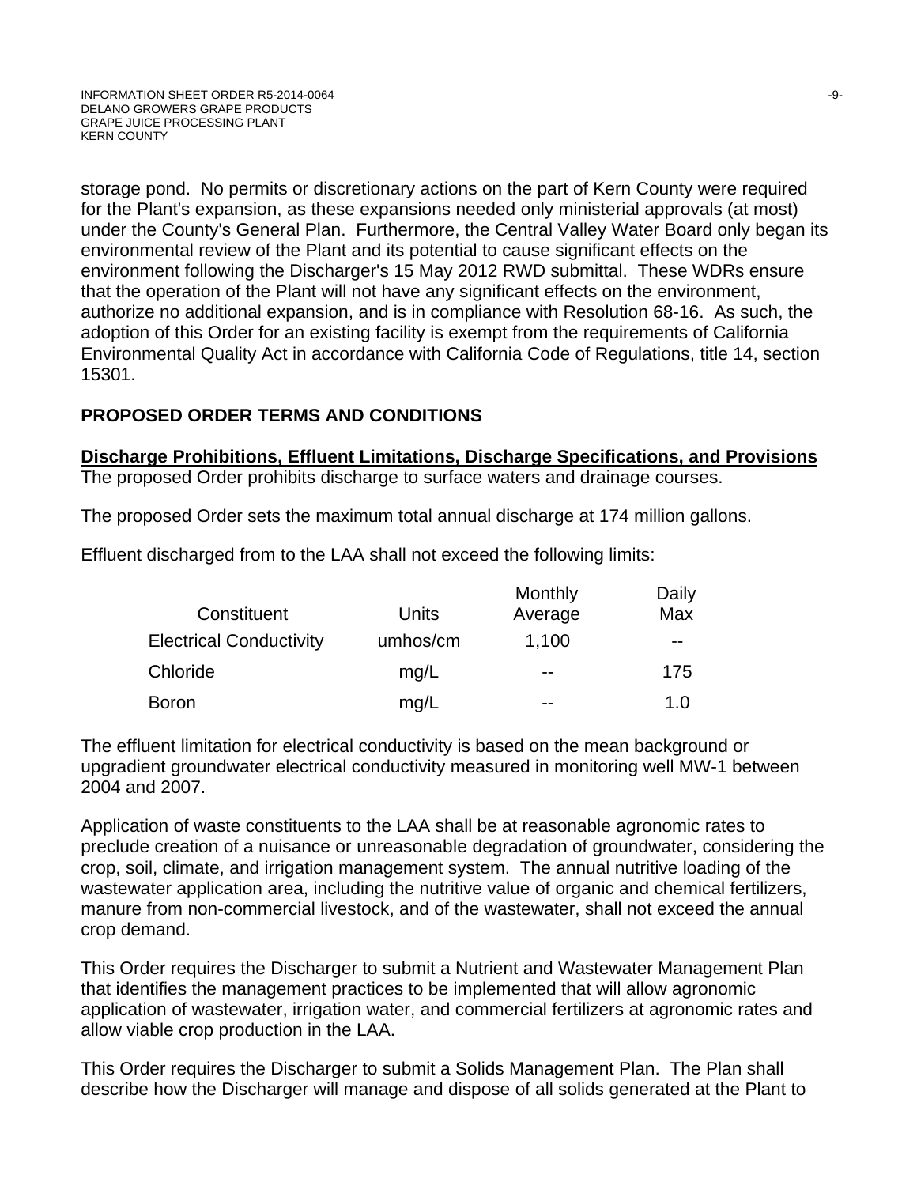storage pond. No permits or discretionary actions on the part of Kern County were required for the Plant's expansion, as these expansions needed only ministerial approvals (at most) under the County's General Plan. Furthermore, the Central Valley Water Board only began its environmental review of the Plant and its potential to cause significant effects on the environment following the Discharger's 15 May 2012 RWD submittal. These WDRs ensure that the operation of the Plant will not have any significant effects on the environment, authorize no additional expansion, and is in compliance with Resolution 68-16. As such, the adoption of this Order for an existing facility is exempt from the requirements of California Environmental Quality Act in accordance with California Code of Regulations, title 14, section 15301.

## PROPOSED ORDER TERMS AND CONDITIONS

**Discharge Prohibitions, Effluent Limitations, Discharge Specifications, and Provisions**

The proposed Order prohibits discharge to surface waters and drainage courses.

The proposed Order sets the maximum total annual discharge at 174 million gallons.

Effluent discharged from to the LAA shall not exceed the following limits:

| Constituent | Units | Monthly Average | Daily Max |
|---|---|---|---|
| Electrical Conductivity | umhos/cm | 1,100 | -- |
| Chloride | mg/L | -- | 175 |
| Boron | mg/L | -- | 1.0 |

The effluent limitation for electrical conductivity is based on the mean background or upgradient groundwater electrical conductivity measured in monitoring well MW-1 between 2004 and 2007.

Application of waste constituents to the LAA shall be at reasonable agronomic rates to preclude creation of a nuisance or unreasonable degradation of groundwater, considering the crop, soil, climate, and irrigation management system. The annual nutritive loading of the wastewater application area, including the nutritive value of organic and chemical fertilizers, manure from non-commercial livestock, and of the wastewater, shall not exceed the annual crop demand.

This Order requires the Discharger to submit a Nutrient and Wastewater Management Plan that identifies the management practices to be implemented that will allow agronomic application of wastewater, irrigation water, and commercial fertilizers at agronomic rates and allow viable crop production in the LAA.

This Order requires the Discharger to submit a Solids Management Plan. The Plan shall describe how the Discharger will manage and dispose of all solids generated at the Plant to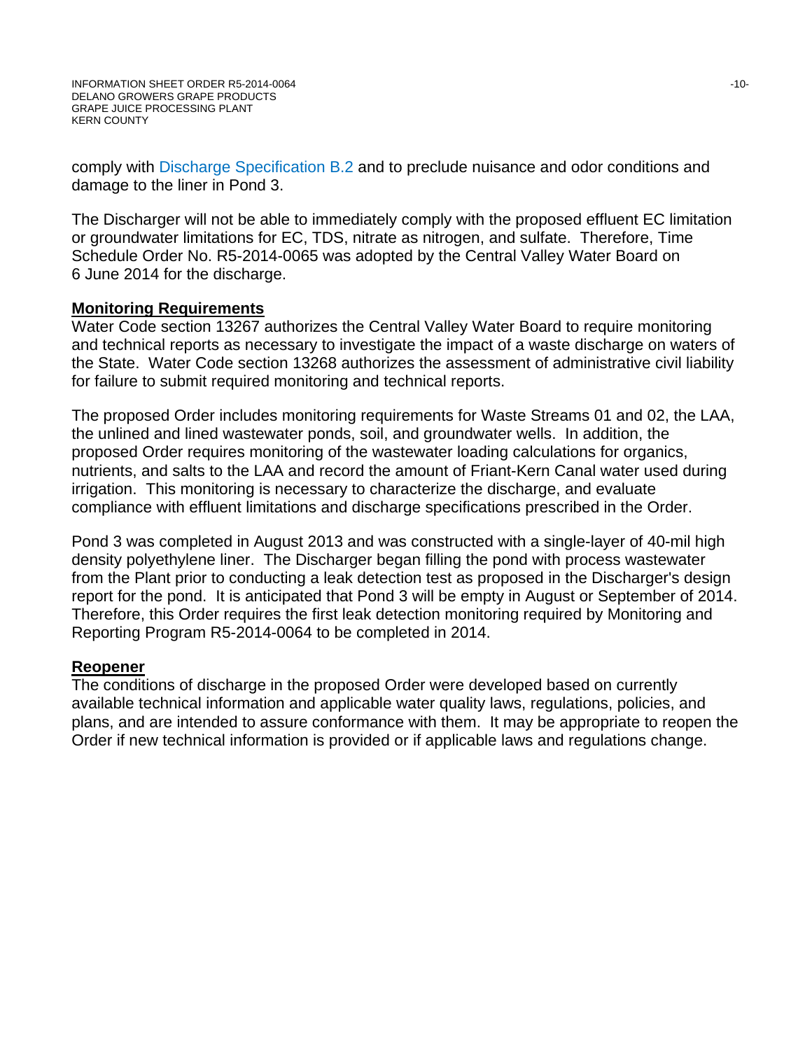comply with Discharge Specification B.2 and to preclude nuisance and odor conditions and damage to the liner in Pond 3.

The Discharger will not be able to immediately comply with the proposed effluent EC limitation or groundwater limitations for EC, TDS, nitrate as nitrogen, and sulfate. Therefore, Time Schedule Order No. R5-2014-0065 was adopted by the Central Valley Water Board on 6 June 2014 for the discharge.

**Monitoring Requirements**

Water Code section 13267 authorizes the Central Valley Water Board to require monitoring and technical reports as necessary to investigate the impact of a waste discharge on waters of the State. Water Code section 13268 authorizes the assessment of administrative civil liability for failure to submit required monitoring and technical reports.

The proposed Order includes monitoring requirements for Waste Streams 01 and 02, the LAA, the unlined and lined wastewater ponds, soil, and groundwater wells. In addition, the proposed Order requires monitoring of the wastewater loading calculations for organics, nutrients, and salts to the LAA and record the amount of Friant-Kern Canal water used during irrigation. This monitoring is necessary to characterize the discharge, and evaluate compliance with effluent limitations and discharge specifications prescribed in the Order.

Pond 3 was completed in August 2013 and was constructed with a single-layer of 40-mil high density polyethylene liner. The Discharger began filling the pond with process wastewater from the Plant prior to conducting a leak detection test as proposed in the Discharger's design report for the pond. It is anticipated that Pond 3 will be empty in August or September of 2014. Therefore, this Order requires the first leak detection monitoring required by Monitoring and Reporting Program R5-2014-0064 to be completed in 2014.

**Reopener**

The conditions of discharge in the proposed Order were developed based on currently available technical information and applicable water quality laws, regulations, policies, and plans, and are intended to assure conformance with them. It may be appropriate to reopen the Order if new technical information is provided or if applicable laws and regulations change.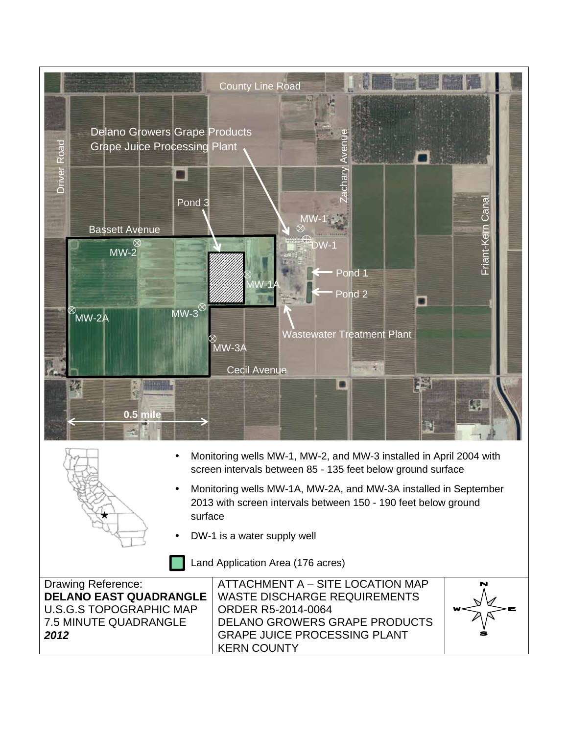County Line Road

Delano Growers Grape Products
Grape Juice Processing Plant

Driver Road

Zachary Avenue

Pond 3

MW-1

Bassett Avenue

DW-1

MW-2

Friant-Kern Canal

Pond 1

MW-1A

Pond 2

MW-2A

MW-3

Wastewater Treatment Plant

MW-3A

Cecil Avenue

0.5 mile

- Monitoring wells MW-1, MW-2, and MW-3 installed in April 2004 with screen intervals between 85 - 135 feet below ground surface
- Monitoring wells MW-1A, MW-2A, and MW-3A installed in September 2013 with screen intervals between 150 - 190 feet below ground surface
- DW-1 is a water supply well

Land Application Area (176 acres)

| Drawing Reference: **DELANO EAST QUADRANGLE** U.S.G.S TOPOGRAPHIC MAP 7.5 MINUTE QUADRANGLE ***2012*** | ATTACHMENT A – SITE LOCATION MAP WASTE DISCHARGE REQUIREMENTS ORDER R5-2014-0064 DELANO GROWERS GRAPE PRODUCTS GRAPE JUICE PROCESSING PLANT KERN COUNTY | N W E S |
|---|---|---|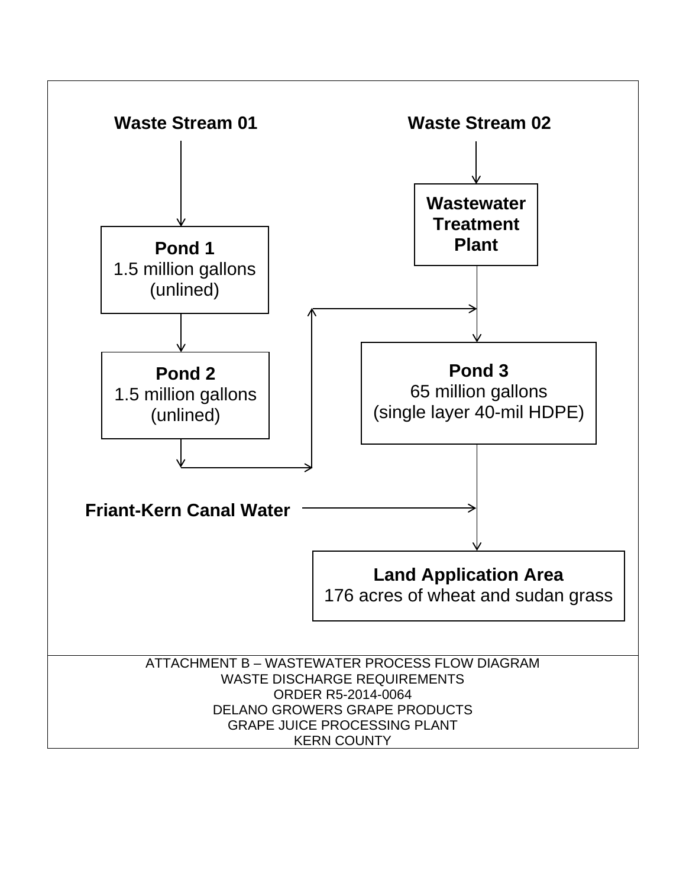Waste Stream 01

Waste Stream 02

Wastewater Treatment Plant

**Pond 1**
1.5 million gallons
(unlined)

**Pond 2**
1.5 million gallons
(unlined)

**Pond 3**
65 million gallons
(single layer 40-mil HDPE)

Friant-Kern Canal Water

**Land Application Area**
176 acres of wheat and sudan grass

ATTACHMENT B – WASTEWATER PROCESS FLOW DIAGRAM
WASTE DISCHARGE REQUIREMENTS
ORDER R5-2014-0064
DELANO GROWERS GRAPE PRODUCTS
GRAPE JUICE PROCESSING PLANT
KERN COUNTY